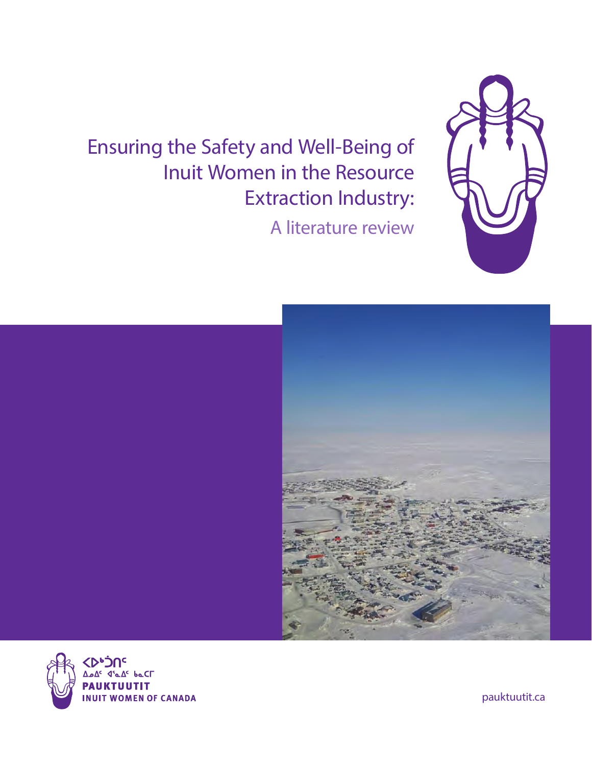# Ensuring the Safety and Well-Being of Inuit Women in the Resource Extraction Industry:

## A literature review

ᐸᐅᒃᑑᑎᑦ
ᐃᓄᐃᑦ ᐊᕐᓇᐃᑦ ᑲᓇᑕᒥ
**PAUKTUUTIT**
**INUIT WOMEN OF CANADA**

pauktuutit.ca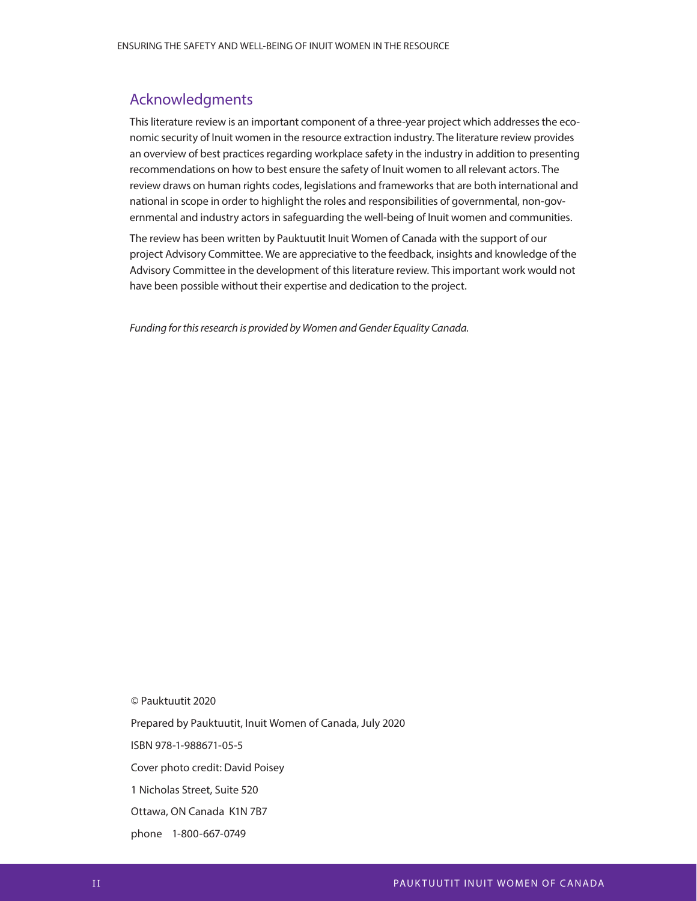## Acknowledgments

This literature review is an important component of a three-year project which addresses the economic security of Inuit women in the resource extraction industry. The literature review provides an overview of best practices regarding workplace safety in the industry in addition to presenting recommendations on how to best ensure the safety of Inuit women to all relevant actors. The review draws on human rights codes, legislations and frameworks that are both international and national in scope in order to highlight the roles and responsibilities of governmental, non-governmental and industry actors in safeguarding the well-being of Inuit women and communities.

The review has been written by Pauktuutit Inuit Women of Canada with the support of our project Advisory Committee. We are appreciative to the feedback, insights and knowledge of the Advisory Committee in the development of this literature review. This important work would not have been possible without their expertise and dedication to the project.

*Funding for this research is provided by Women and Gender Equality Canada.*

© Pauktuutit 2020

Prepared by Pauktuutit, Inuit Women of Canada, July 2020

ISBN 978-1-988671-05-5

Cover photo credit: David Poisey

1 Nicholas Street, Suite 520

Ottawa, ON Canada K1N 7B7

phone 1-800-667-0749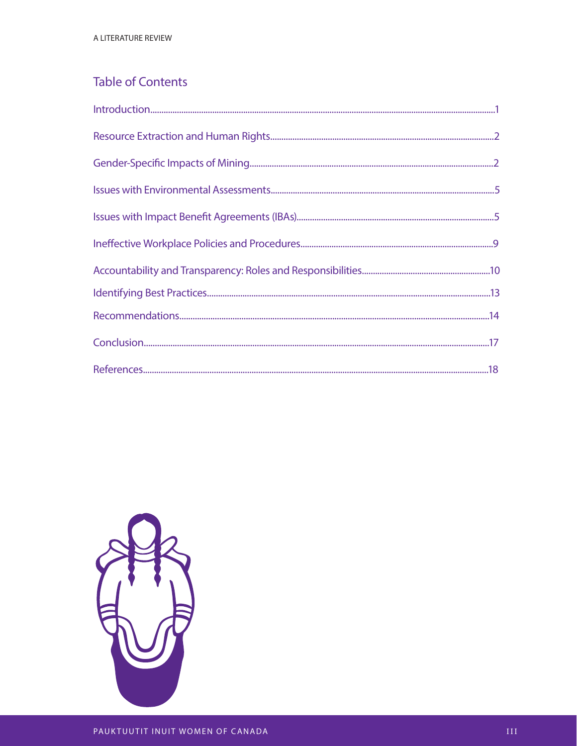## Table of Contents

Introduction....................1

Resource Extraction and Human Rights....................2

Gender-Specific Impacts of Mining....................2

Issues with Environmental Assessments....................5

Issues with Impact Benefit Agreements (IBAs)....................5

Ineffective Workplace Policies and Procedures....................9

Accountability and Transparency: Roles and Responsibilities....................10

Identifying Best Practices....................13

Recommendations....................14

Conclusion....................17

References....................18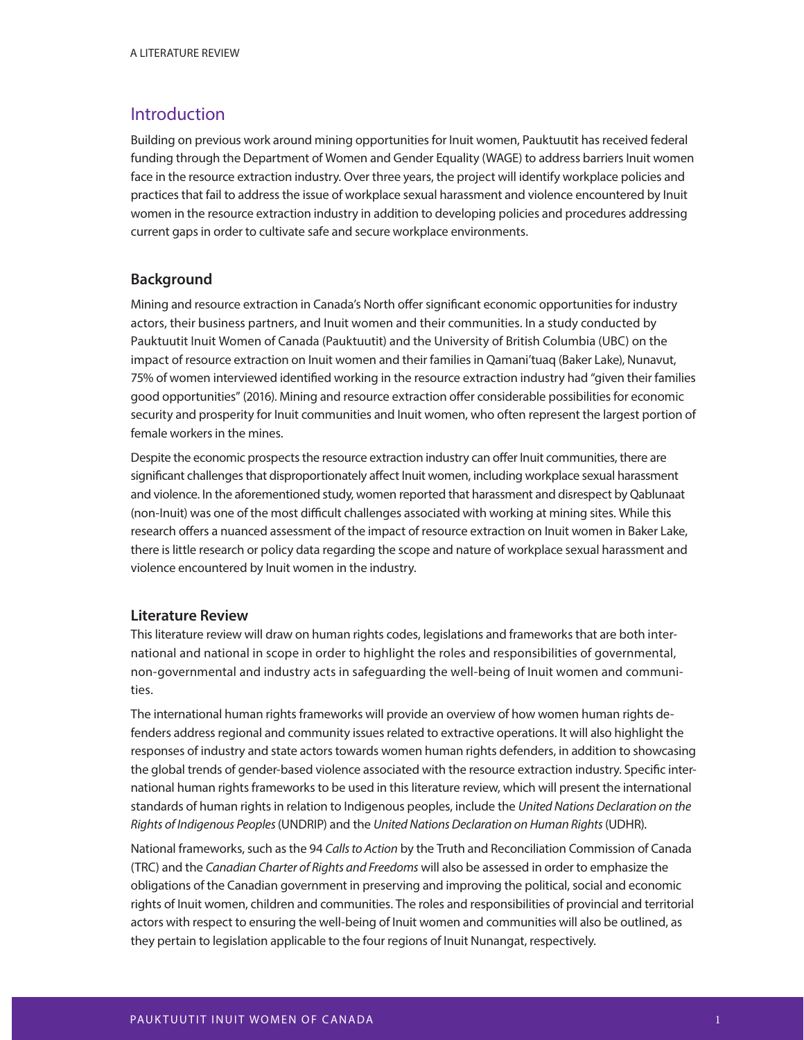## Introduction

Building on previous work around mining opportunities for Inuit women, Pauktuutit has received federal funding through the Department of Women and Gender Equality (WAGE) to address barriers Inuit women face in the resource extraction industry. Over three years, the project will identify workplace policies and practices that fail to address the issue of workplace sexual harassment and violence encountered by Inuit women in the resource extraction industry in addition to developing policies and procedures addressing current gaps in order to cultivate safe and secure workplace environments.

### Background

Mining and resource extraction in Canada's North offer significant economic opportunities for industry actors, their business partners, and Inuit women and their communities. In a study conducted by Pauktuutit Inuit Women of Canada (Pauktuutit) and the University of British Columbia (UBC) on the impact of resource extraction on Inuit women and their families in Qamani'tuaq (Baker Lake), Nunavut, 75% of women interviewed identified working in the resource extraction industry had "given their families good opportunities" (2016). Mining and resource extraction offer considerable possibilities for economic security and prosperity for Inuit communities and Inuit women, who often represent the largest portion of female workers in the mines.

Despite the economic prospects the resource extraction industry can offer Inuit communities, there are significant challenges that disproportionately affect Inuit women, including workplace sexual harassment and violence. In the aforementioned study, women reported that harassment and disrespect by Qablunaat (non-Inuit) was one of the most difficult challenges associated with working at mining sites. While this research offers a nuanced assessment of the impact of resource extraction on Inuit women in Baker Lake, there is little research or policy data regarding the scope and nature of workplace sexual harassment and violence encountered by Inuit women in the industry.

### Literature Review

This literature review will draw on human rights codes, legislations and frameworks that are both international and national in scope in order to highlight the roles and responsibilities of governmental, non-governmental and industry acts in safeguarding the well-being of Inuit women and communities.

The international human rights frameworks will provide an overview of how women human rights defenders address regional and community issues related to extractive operations. It will also highlight the responses of industry and state actors towards women human rights defenders, in addition to showcasing the global trends of gender-based violence associated with the resource extraction industry. Specific international human rights frameworks to be used in this literature review, which will present the international standards of human rights in relation to Indigenous peoples, include the *United Nations Declaration on the Rights of Indigenous Peoples* (UNDRIP) and the *United Nations Declaration on Human Rights* (UDHR).

National frameworks, such as the 94 *Calls to Action* by the Truth and Reconciliation Commission of Canada (TRC) and the *Canadian Charter of Rights and Freedoms* will also be assessed in order to emphasize the obligations of the Canadian government in preserving and improving the political, social and economic rights of Inuit women, children and communities. The roles and responsibilities of provincial and territorial actors with respect to ensuring the well-being of Inuit women and communities will also be outlined, as they pertain to legislation applicable to the four regions of Inuit Nunangat, respectively.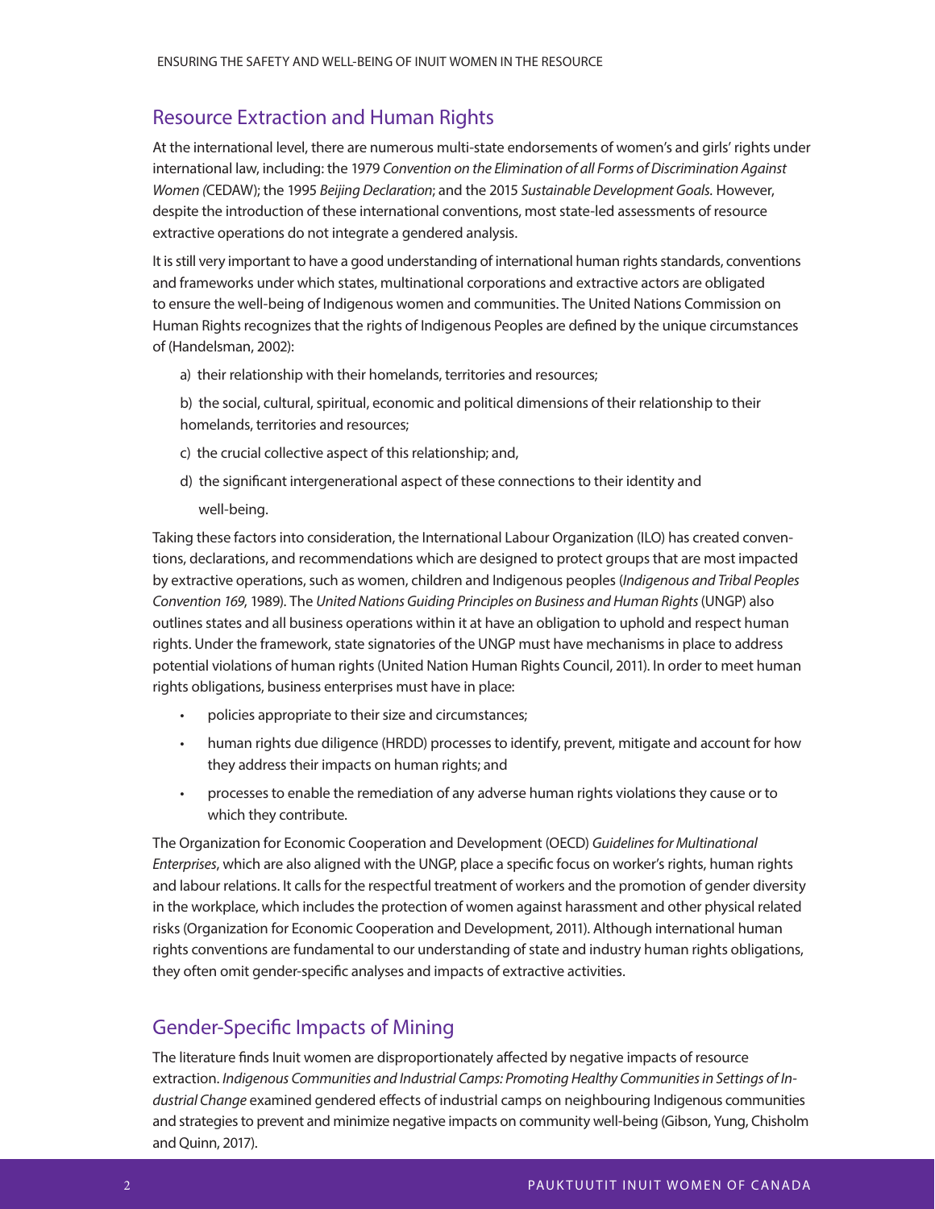## Resource Extraction and Human Rights

At the international level, there are numerous multi-state endorsements of women's and girls' rights under international law, including: the 1979 *Convention on the Elimination of all Forms of Discrimination Against Women (*CEDAW); the 1995 *Beijing Declaration*; and the 2015 *Sustainable Development Goals.* However, despite the introduction of these international conventions, most state-led assessments of resource extractive operations do not integrate a gendered analysis.

It is still very important to have a good understanding of international human rights standards, conventions and frameworks under which states, multinational corporations and extractive actors are obligated to ensure the well-being of Indigenous women and communities. The United Nations Commission on Human Rights recognizes that the rights of Indigenous Peoples are defined by the unique circumstances of (Handelsman, 2002):

a) their relationship with their homelands, territories and resources;

b) the social, cultural, spiritual, economic and political dimensions of their relationship to their homelands, territories and resources;

c) the crucial collective aspect of this relationship; and,

d) the significant intergenerational aspect of these connections to their identity and well-being.

Taking these factors into consideration, the International Labour Organization (ILO) has created conventions, declarations, and recommendations which are designed to protect groups that are most impacted by extractive operations, such as women, children and Indigenous peoples (*Indigenous and Tribal Peoples Convention 169*, 1989). The *United Nations Guiding Principles on Business and Human Rights* (UNGP) also outlines states and all business operations within it at have an obligation to uphold and respect human rights. Under the framework, state signatories of the UNGP must have mechanisms in place to address potential violations of human rights (United Nation Human Rights Council, 2011). In order to meet human rights obligations, business enterprises must have in place:

- policies appropriate to their size and circumstances;
- human rights due diligence (HRDD) processes to identify, prevent, mitigate and account for how they address their impacts on human rights; and
- processes to enable the remediation of any adverse human rights violations they cause or to which they contribute.

The Organization for Economic Cooperation and Development (OECD) *Guidelines for Multinational Enterprises*, which are also aligned with the UNGP, place a specific focus on worker's rights, human rights and labour relations. It calls for the respectful treatment of workers and the promotion of gender diversity in the workplace, which includes the protection of women against harassment and other physical related risks (Organization for Economic Cooperation and Development, 2011). Although international human rights conventions are fundamental to our understanding of state and industry human rights obligations, they often omit gender-specific analyses and impacts of extractive activities.

## Gender-Specific Impacts of Mining

The literature finds Inuit women are disproportionately affected by negative impacts of resource extraction. *Indigenous Communities and Industrial Camps: Promoting Healthy Communities in Settings of Industrial Change* examined gendered effects of industrial camps on neighbouring Indigenous communities and strategies to prevent and minimize negative impacts on community well-being (Gibson, Yung, Chisholm and Quinn, 2017).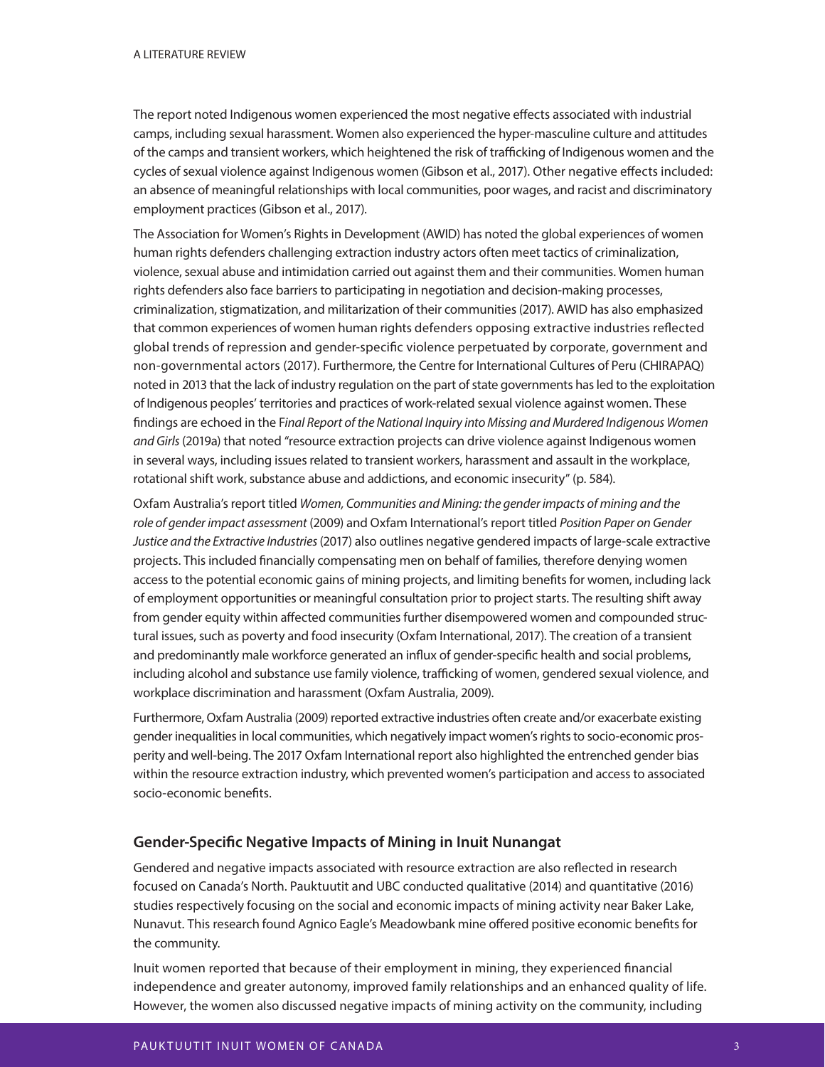The report noted Indigenous women experienced the most negative effects associated with industrial camps, including sexual harassment. Women also experienced the hyper-masculine culture and attitudes of the camps and transient workers, which heightened the risk of trafficking of Indigenous women and the cycles of sexual violence against Indigenous women (Gibson et al., 2017). Other negative effects included: an absence of meaningful relationships with local communities, poor wages, and racist and discriminatory employment practices (Gibson et al., 2017).

The Association for Women's Rights in Development (AWID) has noted the global experiences of women human rights defenders challenging extraction industry actors often meet tactics of criminalization, violence, sexual abuse and intimidation carried out against them and their communities. Women human rights defenders also face barriers to participating in negotiation and decision-making processes, criminalization, stigmatization, and militarization of their communities (2017). AWID has also emphasized that common experiences of women human rights defenders opposing extractive industries reflected global trends of repression and gender-specific violence perpetuated by corporate, government and non-governmental actors (2017). Furthermore, the Centre for International Cultures of Peru (CHIRAPAQ) noted in 2013 that the lack of industry regulation on the part of state governments has led to the exploitation of Indigenous peoples' territories and practices of work-related sexual violence against women. These findings are echoed in the F*inal Report of the National Inquiry into Missing and Murdered Indigenous Women and Girls* (2019a) that noted "resource extraction projects can drive violence against Indigenous women in several ways, including issues related to transient workers, harassment and assault in the workplace, rotational shift work, substance abuse and addictions, and economic insecurity" (p. 584).

Oxfam Australia's report titled *Women, Communities and Mining: the gender impacts of mining and the role of gender impact assessment* (2009) and Oxfam International's report titled *Position Paper on Gender Justice and the Extractive Industries* (2017) also outlines negative gendered impacts of large-scale extractive projects. This included financially compensating men on behalf of families, therefore denying women access to the potential economic gains of mining projects, and limiting benefits for women, including lack of employment opportunities or meaningful consultation prior to project starts. The resulting shift away from gender equity within affected communities further disempowered women and compounded structural issues, such as poverty and food insecurity (Oxfam International, 2017). The creation of a transient and predominantly male workforce generated an influx of gender-specific health and social problems, including alcohol and substance use family violence, trafficking of women, gendered sexual violence, and workplace discrimination and harassment (Oxfam Australia, 2009).

Furthermore, Oxfam Australia (2009) reported extractive industries often create and/or exacerbate existing gender inequalities in local communities, which negatively impact women's rights to socio-economic prosperity and well-being. The 2017 Oxfam International report also highlighted the entrenched gender bias within the resource extraction industry, which prevented women's participation and access to associated socio-economic benefits.

### Gender-Specific Negative Impacts of Mining in Inuit Nunangat

Gendered and negative impacts associated with resource extraction are also reflected in research focused on Canada's North. Pauktuutit and UBC conducted qualitative (2014) and quantitative (2016) studies respectively focusing on the social and economic impacts of mining activity near Baker Lake, Nunavut. This research found Agnico Eagle's Meadowbank mine offered positive economic benefits for the community.

Inuit women reported that because of their employment in mining, they experienced financial independence and greater autonomy, improved family relationships and an enhanced quality of life. However, the women also discussed negative impacts of mining activity on the community, including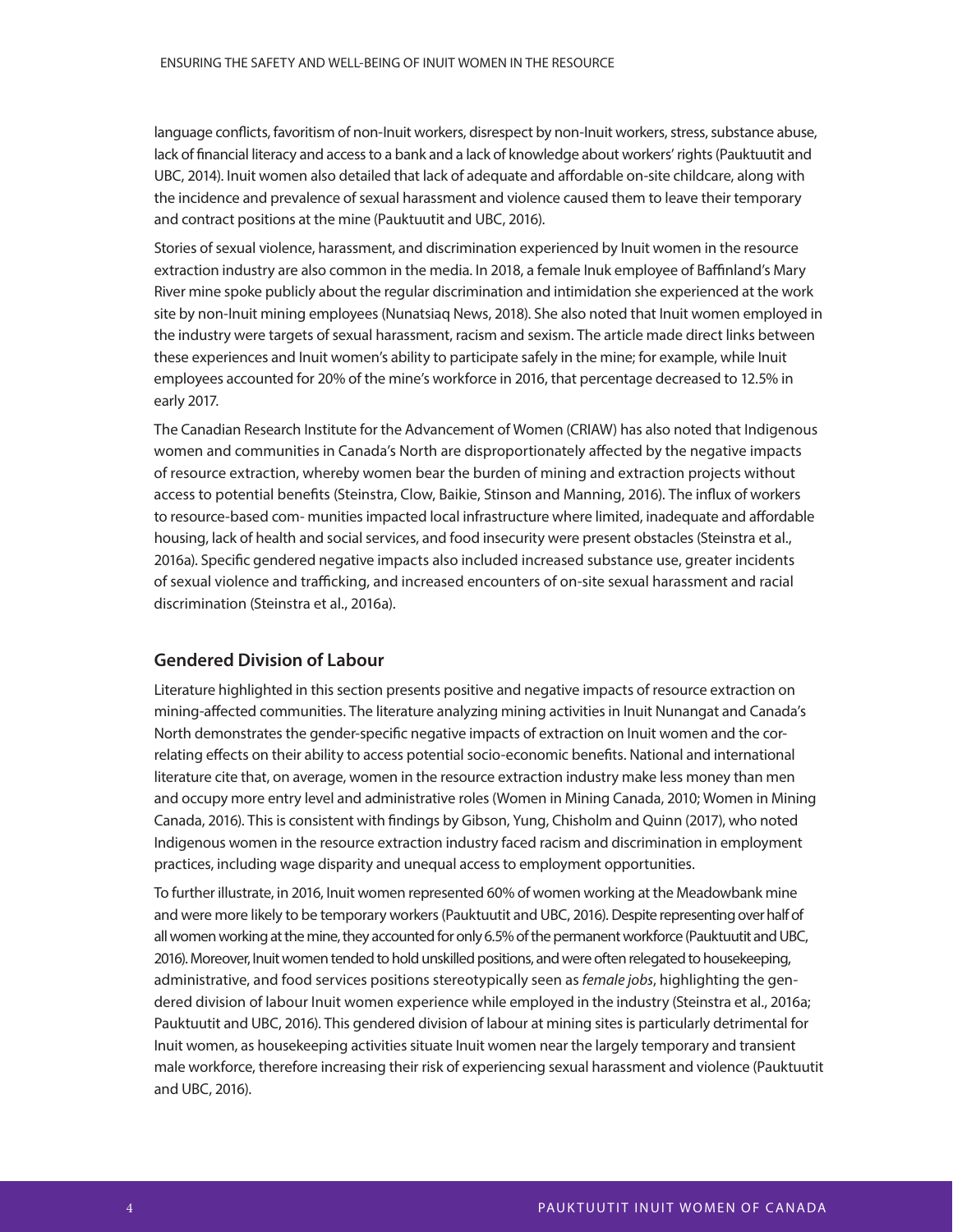language conflicts, favoritism of non-Inuit workers, disrespect by non-Inuit workers, stress, substance abuse, lack of financial literacy and access to a bank and a lack of knowledge about workers' rights (Pauktuutit and UBC, 2014). Inuit women also detailed that lack of adequate and affordable on-site childcare, along with the incidence and prevalence of sexual harassment and violence caused them to leave their temporary and contract positions at the mine (Pauktuutit and UBC, 2016).

Stories of sexual violence, harassment, and discrimination experienced by Inuit women in the resource extraction industry are also common in the media. In 2018, a female Inuk employee of Baffinland's Mary River mine spoke publicly about the regular discrimination and intimidation she experienced at the work site by non-Inuit mining employees (Nunatsiaq News, 2018). She also noted that Inuit women employed in the industry were targets of sexual harassment, racism and sexism. The article made direct links between these experiences and Inuit women's ability to participate safely in the mine; for example, while Inuit employees accounted for 20% of the mine's workforce in 2016, that percentage decreased to 12.5% in early 2017.

The Canadian Research Institute for the Advancement of Women (CRIAW) has also noted that Indigenous women and communities in Canada's North are disproportionately affected by the negative impacts of resource extraction, whereby women bear the burden of mining and extraction projects without access to potential benefits (Steinstra, Clow, Baikie, Stinson and Manning, 2016). The influx of workers to resource-based com- munities impacted local infrastructure where limited, inadequate and affordable housing, lack of health and social services, and food insecurity were present obstacles (Steinstra et al., 2016a). Specific gendered negative impacts also included increased substance use, greater incidents of sexual violence and trafficking, and increased encounters of on-site sexual harassment and racial discrimination (Steinstra et al., 2016a).

## Gendered Division of Labour

Literature highlighted in this section presents positive and negative impacts of resource extraction on mining-affected communities. The literature analyzing mining activities in Inuit Nunangat and Canada's North demonstrates the gender-specific negative impacts of extraction on Inuit women and the correlating effects on their ability to access potential socio-economic benefits. National and international literature cite that, on average, women in the resource extraction industry make less money than men and occupy more entry level and administrative roles (Women in Mining Canada, 2010; Women in Mining Canada, 2016). This is consistent with findings by Gibson, Yung, Chisholm and Quinn (2017), who noted Indigenous women in the resource extraction industry faced racism and discrimination in employment practices, including wage disparity and unequal access to employment opportunities.

To further illustrate, in 2016, Inuit women represented 60% of women working at the Meadowbank mine and were more likely to be temporary workers (Pauktuutit and UBC, 2016). Despite representing over half of all women working at the mine, they accounted for only 6.5% of the permanent workforce (Pauktuutit and UBC, 2016). Moreover, Inuit women tended to hold unskilled positions, and were often relegated to housekeeping, administrative, and food services positions stereotypically seen as *female jobs*, highlighting the gendered division of labour Inuit women experience while employed in the industry (Steinstra et al., 2016a; Pauktuutit and UBC, 2016). This gendered division of labour at mining sites is particularly detrimental for Inuit women, as housekeeping activities situate Inuit women near the largely temporary and transient male workforce, therefore increasing their risk of experiencing sexual harassment and violence (Pauktuutit and UBC, 2016).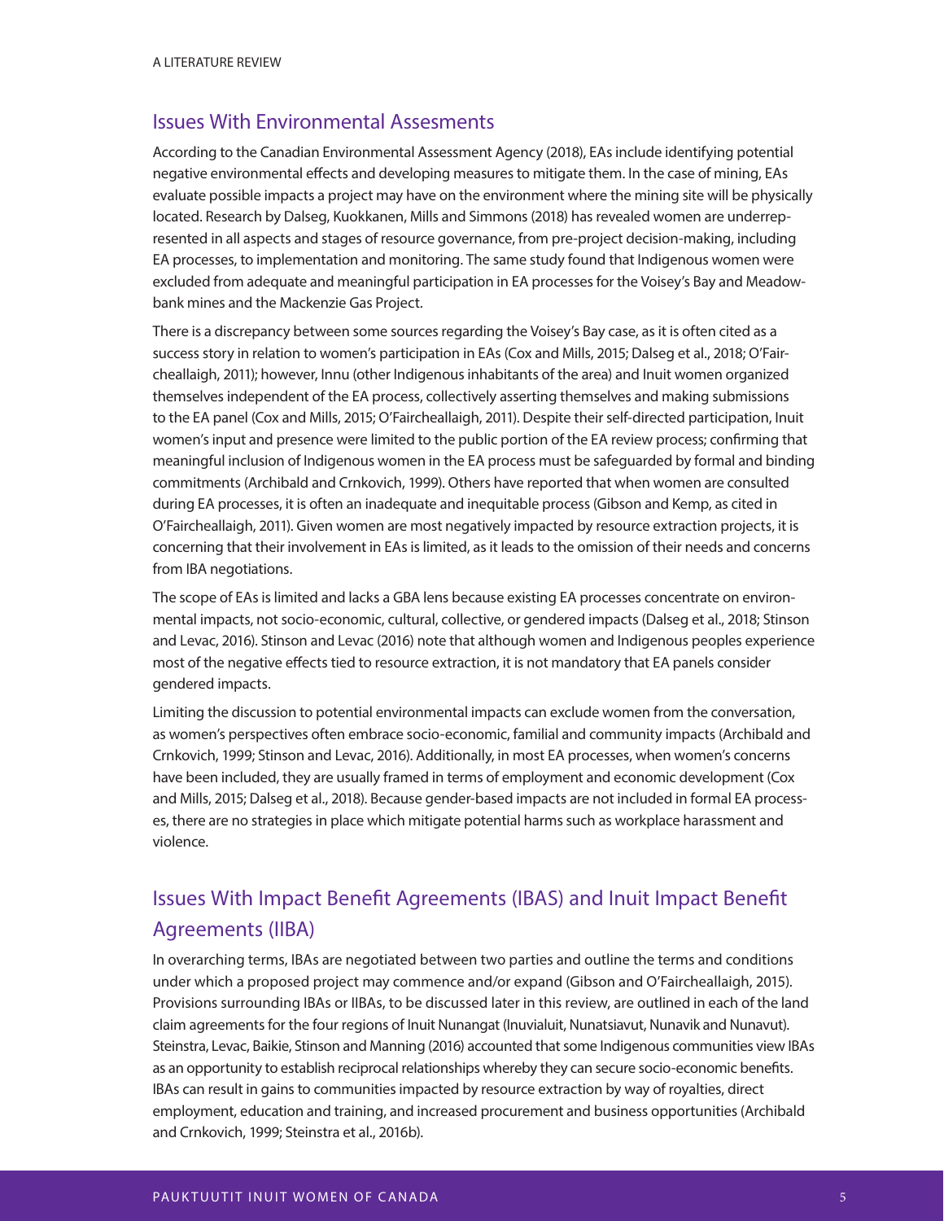## Issues With Environmental Assesments

According to the Canadian Environmental Assessment Agency (2018), EAs include identifying potential negative environmental effects and developing measures to mitigate them. In the case of mining, EAs evaluate possible impacts a project may have on the environment where the mining site will be physically located. Research by Dalseg, Kuokkanen, Mills and Simmons (2018) has revealed women are underrepresented in all aspects and stages of resource governance, from pre-project decision-making, including EA processes, to implementation and monitoring. The same study found that Indigenous women were excluded from adequate and meaningful participation in EA processes for the Voisey's Bay and Meadowbank mines and the Mackenzie Gas Project.

There is a discrepancy between some sources regarding the Voisey's Bay case, as it is often cited as a success story in relation to women's participation in EAs (Cox and Mills, 2015; Dalseg et al., 2018; O'Faircheallaigh, 2011); however, Innu (other Indigenous inhabitants of the area) and Inuit women organized themselves independent of the EA process, collectively asserting themselves and making submissions to the EA panel (Cox and Mills, 2015; O'Faircheallaigh, 2011). Despite their self-directed participation, Inuit women's input and presence were limited to the public portion of the EA review process; confirming that meaningful inclusion of Indigenous women in the EA process must be safeguarded by formal and binding commitments (Archibald and Crnkovich, 1999). Others have reported that when women are consulted during EA processes, it is often an inadequate and inequitable process (Gibson and Kemp, as cited in O'Faircheallaigh, 2011). Given women are most negatively impacted by resource extraction projects, it is concerning that their involvement in EAs is limited, as it leads to the omission of their needs and concerns from IBA negotiations.

The scope of EAs is limited and lacks a GBA lens because existing EA processes concentrate on environmental impacts, not socio-economic, cultural, collective, or gendered impacts (Dalseg et al., 2018; Stinson and Levac, 2016). Stinson and Levac (2016) note that although women and Indigenous peoples experience most of the negative effects tied to resource extraction, it is not mandatory that EA panels consider gendered impacts.

Limiting the discussion to potential environmental impacts can exclude women from the conversation, as women's perspectives often embrace socio-economic, familial and community impacts (Archibald and Crnkovich, 1999; Stinson and Levac, 2016). Additionally, in most EA processes, when women's concerns have been included, they are usually framed in terms of employment and economic development (Cox and Mills, 2015; Dalseg et al., 2018). Because gender-based impacts are not included in formal EA processes, there are no strategies in place which mitigate potential harms such as workplace harassment and violence.

## Issues With Impact Benefit Agreements (IBAS) and Inuit Impact Benefit Agreements (IIBA)

In overarching terms, IBAs are negotiated between two parties and outline the terms and conditions under which a proposed project may commence and/or expand (Gibson and O'Faircheallaigh, 2015). Provisions surrounding IBAs or IIBAs, to be discussed later in this review, are outlined in each of the land claim agreements for the four regions of Inuit Nunangat (Inuvialuit, Nunatsiavut, Nunavik and Nunavut). Steinstra, Levac, Baikie, Stinson and Manning (2016) accounted that some Indigenous communities view IBAs as an opportunity to establish reciprocal relationships whereby they can secure socio-economic benefits. IBAs can result in gains to communities impacted by resource extraction by way of royalties, direct employment, education and training, and increased procurement and business opportunities (Archibald and Crnkovich, 1999; Steinstra et al., 2016b).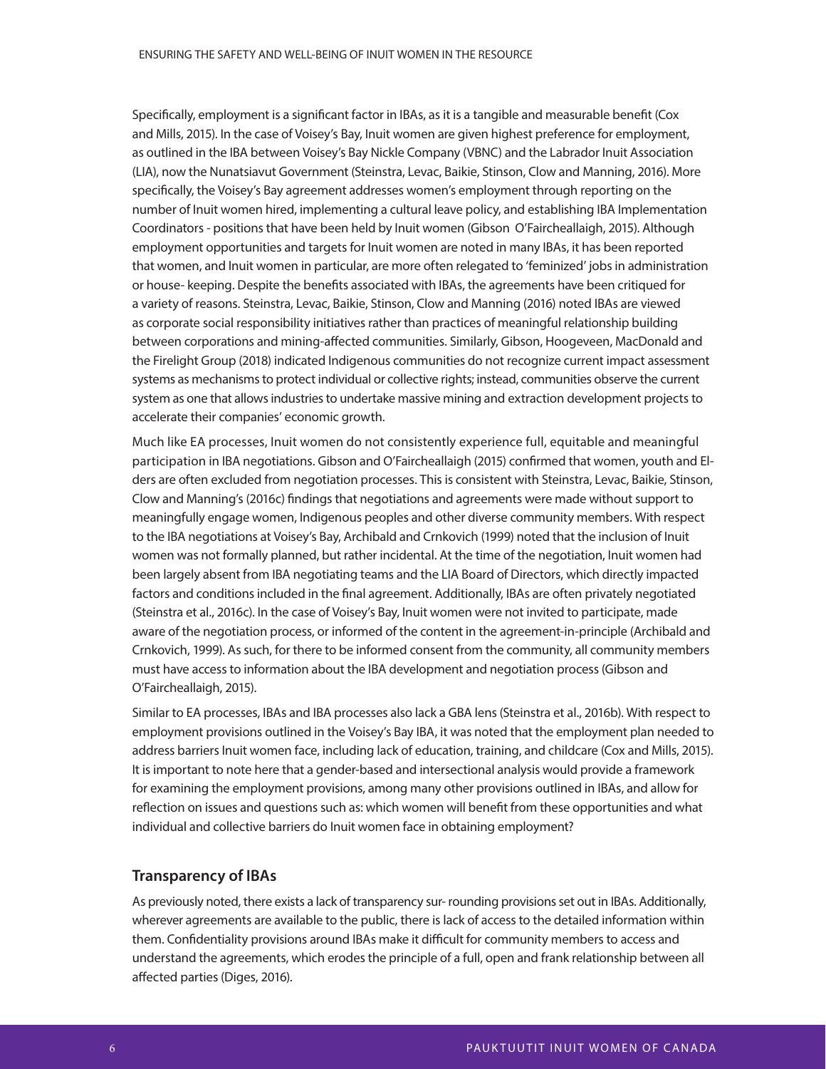Specifically, employment is a significant factor in IBAs, as it is a tangible and measurable benefit (Cox and Mills, 2015). In the case of Voisey's Bay, Inuit women are given highest preference for employment, as outlined in the IBA between Voisey's Bay Nickle Company (VBNC) and the Labrador Inuit Association (LIA), now the Nunatsiavut Government (Steinstra, Levac, Baikie, Stinson, Clow and Manning, 2016). More specifically, the Voisey's Bay agreement addresses women's employment through reporting on the number of Inuit women hired, implementing a cultural leave policy, and establishing IBA Implementation Coordinators - positions that have been held by Inuit women (Gibson O'Faircheallaigh, 2015). Although employment opportunities and targets for Inuit women are noted in many IBAs, it has been reported that women, and Inuit women in particular, are more often relegated to 'feminized' jobs in administration or house- keeping. Despite the benefits associated with IBAs, the agreements have been critiqued for a variety of reasons. Steinstra, Levac, Baikie, Stinson, Clow and Manning (2016) noted IBAs are viewed as corporate social responsibility initiatives rather than practices of meaningful relationship building between corporations and mining-affected communities. Similarly, Gibson, Hoogeveen, MacDonald and the Firelight Group (2018) indicated Indigenous communities do not recognize current impact assessment systems as mechanisms to protect individual or collective rights; instead, communities observe the current system as one that allows industries to undertake massive mining and extraction development projects to accelerate their companies' economic growth.

Much like EA processes, Inuit women do not consistently experience full, equitable and meaningful participation in IBA negotiations. Gibson and O'Faircheallaigh (2015) confirmed that women, youth and Elders are often excluded from negotiation processes. This is consistent with Steinstra, Levac, Baikie, Stinson, Clow and Manning's (2016c) findings that negotiations and agreements were made without support to meaningfully engage women, Indigenous peoples and other diverse community members. With respect to the IBA negotiations at Voisey's Bay, Archibald and Crnkovich (1999) noted that the inclusion of Inuit women was not formally planned, but rather incidental. At the time of the negotiation, Inuit women had been largely absent from IBA negotiating teams and the LIA Board of Directors, which directly impacted factors and conditions included in the final agreement. Additionally, IBAs are often privately negotiated (Steinstra et al., 2016c). In the case of Voisey's Bay, Inuit women were not invited to participate, made aware of the negotiation process, or informed of the content in the agreement-in-principle (Archibald and Crnkovich, 1999). As such, for there to be informed consent from the community, all community members must have access to information about the IBA development and negotiation process (Gibson and O'Faircheallaigh, 2015).

Similar to EA processes, IBAs and IBA processes also lack a GBA lens (Steinstra et al., 2016b). With respect to employment provisions outlined in the Voisey's Bay IBA, it was noted that the employment plan needed to address barriers Inuit women face, including lack of education, training, and childcare (Cox and Mills, 2015). It is important to note here that a gender-based and intersectional analysis would provide a framework for examining the employment provisions, among many other provisions outlined in IBAs, and allow for reflection on issues and questions such as: which women will benefit from these opportunities and what individual and collective barriers do Inuit women face in obtaining employment?

### Transparency of IBAs

As previously noted, there exists a lack of transparency sur- rounding provisions set out in IBAs. Additionally, wherever agreements are available to the public, there is lack of access to the detailed information within them. Confidentiality provisions around IBAs make it difficult for community members to access and understand the agreements, which erodes the principle of a full, open and frank relationship between all affected parties (Diges, 2016).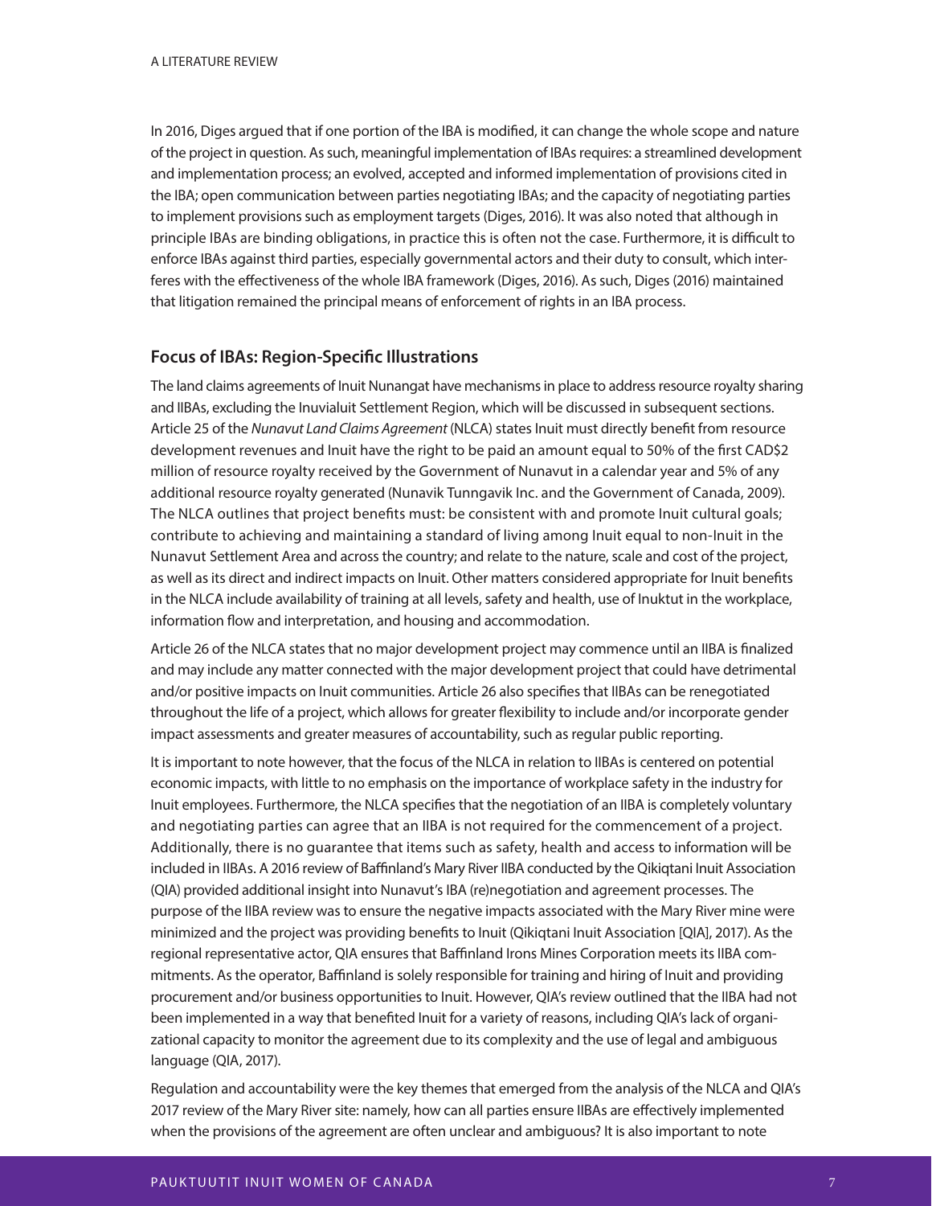In 2016, Diges argued that if one portion of the IBA is modified, it can change the whole scope and nature of the project in question. As such, meaningful implementation of IBAs requires: a streamlined development and implementation process; an evolved, accepted and informed implementation of provisions cited in the IBA; open communication between parties negotiating IBAs; and the capacity of negotiating parties to implement provisions such as employment targets (Diges, 2016). It was also noted that although in principle IBAs are binding obligations, in practice this is often not the case. Furthermore, it is difficult to enforce IBAs against third parties, especially governmental actors and their duty to consult, which interferes with the effectiveness of the whole IBA framework (Diges, 2016). As such, Diges (2016) maintained that litigation remained the principal means of enforcement of rights in an IBA process.

## Focus of IBAs: Region-Specific Illustrations

The land claims agreements of Inuit Nunangat have mechanisms in place to address resource royalty sharing and IIBAs, excluding the Inuvialuit Settlement Region, which will be discussed in subsequent sections. Article 25 of the *Nunavut Land Claims Agreement* (NLCA) states Inuit must directly benefit from resource development revenues and Inuit have the right to be paid an amount equal to 50% of the first CAD$2 million of resource royalty received by the Government of Nunavut in a calendar year and 5% of any additional resource royalty generated (Nunavik Tunngavik Inc. and the Government of Canada, 2009). The NLCA outlines that project benefits must: be consistent with and promote Inuit cultural goals; contribute to achieving and maintaining a standard of living among Inuit equal to non-Inuit in the Nunavut Settlement Area and across the country; and relate to the nature, scale and cost of the project, as well as its direct and indirect impacts on Inuit. Other matters considered appropriate for Inuit benefits in the NLCA include availability of training at all levels, safety and health, use of Inuktut in the workplace, information flow and interpretation, and housing and accommodation.

Article 26 of the NLCA states that no major development project may commence until an IIBA is finalized and may include any matter connected with the major development project that could have detrimental and/or positive impacts on Inuit communities. Article 26 also specifies that IIBAs can be renegotiated throughout the life of a project, which allows for greater flexibility to include and/or incorporate gender impact assessments and greater measures of accountability, such as regular public reporting.

It is important to note however, that the focus of the NLCA in relation to IIBAs is centered on potential economic impacts, with little to no emphasis on the importance of workplace safety in the industry for Inuit employees. Furthermore, the NLCA specifies that the negotiation of an IIBA is completely voluntary and negotiating parties can agree that an IIBA is not required for the commencement of a project. Additionally, there is no guarantee that items such as safety, health and access to information will be included in IIBAs. A 2016 review of Baffinland's Mary River IIBA conducted by the Qikiqtani Inuit Association (QIA) provided additional insight into Nunavut's IBA (re)negotiation and agreement processes. The purpose of the IIBA review was to ensure the negative impacts associated with the Mary River mine were minimized and the project was providing benefits to Inuit (Qikiqtani Inuit Association [QIA], 2017). As the regional representative actor, QIA ensures that Baffinland Irons Mines Corporation meets its IIBA commitments. As the operator, Baffinland is solely responsible for training and hiring of Inuit and providing procurement and/or business opportunities to Inuit. However, QIA's review outlined that the IIBA had not been implemented in a way that benefited Inuit for a variety of reasons, including QIA's lack of organizational capacity to monitor the agreement due to its complexity and the use of legal and ambiguous language (QIA, 2017).

Regulation and accountability were the key themes that emerged from the analysis of the NLCA and QIA's 2017 review of the Mary River site: namely, how can all parties ensure IIBAs are effectively implemented when the provisions of the agreement are often unclear and ambiguous? It is also important to note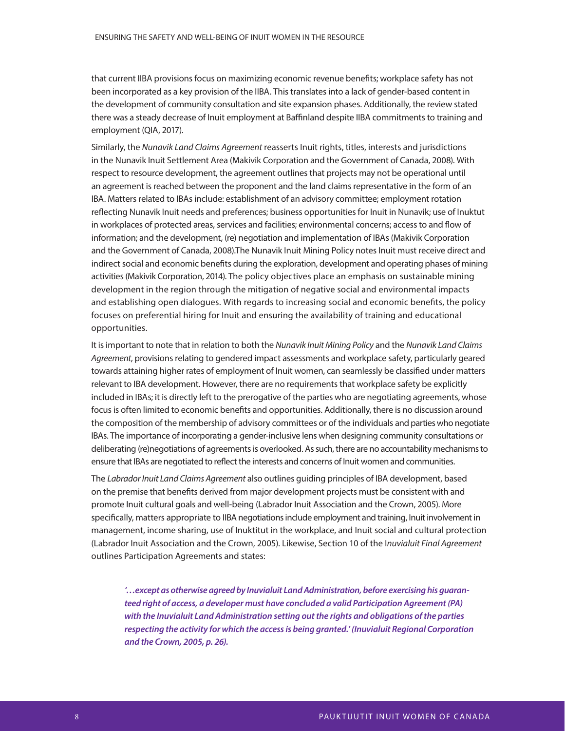that current IIBA provisions focus on maximizing economic revenue benefits; workplace safety has not been incorporated as a key provision of the IIBA. This translates into a lack of gender-based content in the development of community consultation and site expansion phases. Additionally, the review stated there was a steady decrease of Inuit employment at Baffinland despite IIBA commitments to training and employment (QIA, 2017).

Similarly, the *Nunavik Land Claims Agreement* reasserts Inuit rights, titles, interests and jurisdictions in the Nunavik Inuit Settlement Area (Makivik Corporation and the Government of Canada, 2008). With respect to resource development, the agreement outlines that projects may not be operational until an agreement is reached between the proponent and the land claims representative in the form of an IBA. Matters related to IBAs include: establishment of an advisory committee; employment rotation reflecting Nunavik Inuit needs and preferences; business opportunities for Inuit in Nunavik; use of Inuktut in workplaces of protected areas, services and facilities; environmental concerns; access to and flow of information; and the development, (re) negotiation and implementation of IBAs (Makivik Corporation and the Government of Canada, 2008).The Nunavik Inuit Mining Policy notes Inuit must receive direct and indirect social and economic benefits during the exploration, development and operating phases of mining activities (Makivik Corporation, 2014). The policy objectives place an emphasis on sustainable mining development in the region through the mitigation of negative social and environmental impacts and establishing open dialogues. With regards to increasing social and economic benefits, the policy focuses on preferential hiring for Inuit and ensuring the availability of training and educational opportunities.

It is important to note that in relation to both the *Nunavik Inuit Mining Policy* and the *Nunavik Land Claims Agreement*, provisions relating to gendered impact assessments and workplace safety, particularly geared towards attaining higher rates of employment of Inuit women, can seamlessly be classified under matters relevant to IBA development. However, there are no requirements that workplace safety be explicitly included in IBAs; it is directly left to the prerogative of the parties who are negotiating agreements, whose focus is often limited to economic benefits and opportunities. Additionally, there is no discussion around the composition of the membership of advisory committees or of the individuals and parties who negotiate IBAs. The importance of incorporating a gender-inclusive lens when designing community consultations or deliberating (re)negotiations of agreements is overlooked. As such, there are no accountability mechanisms to ensure that IBAs are negotiated to reflect the interests and concerns of Inuit women and communities.

The *Labrador Inuit Land Claims Agreement* also outlines guiding principles of IBA development, based on the premise that benefits derived from major development projects must be consistent with and promote Inuit cultural goals and well-being (Labrador Inuit Association and the Crown, 2005). More specifically, matters appropriate to IIBA negotiations include employment and training, Inuit involvement in management, income sharing, use of Inuktitut in the workplace, and Inuit social and cultural protection (Labrador Inuit Association and the Crown, 2005). Likewise, Section 10 of the I*nuvialuit Final Agreement* outlines Participation Agreements and states:

> ***'…except as otherwise agreed by Inuvialuit Land Administration, before exercising his guaranteed right of access, a developer must have concluded a valid Participation Agreement (PA) with the Inuvialuit Land Administration setting out the rights and obligations of the parties respecting the activity for which the access is being granted.' (Inuvialuit Regional Corporation and the Crown, 2005, p. 26).***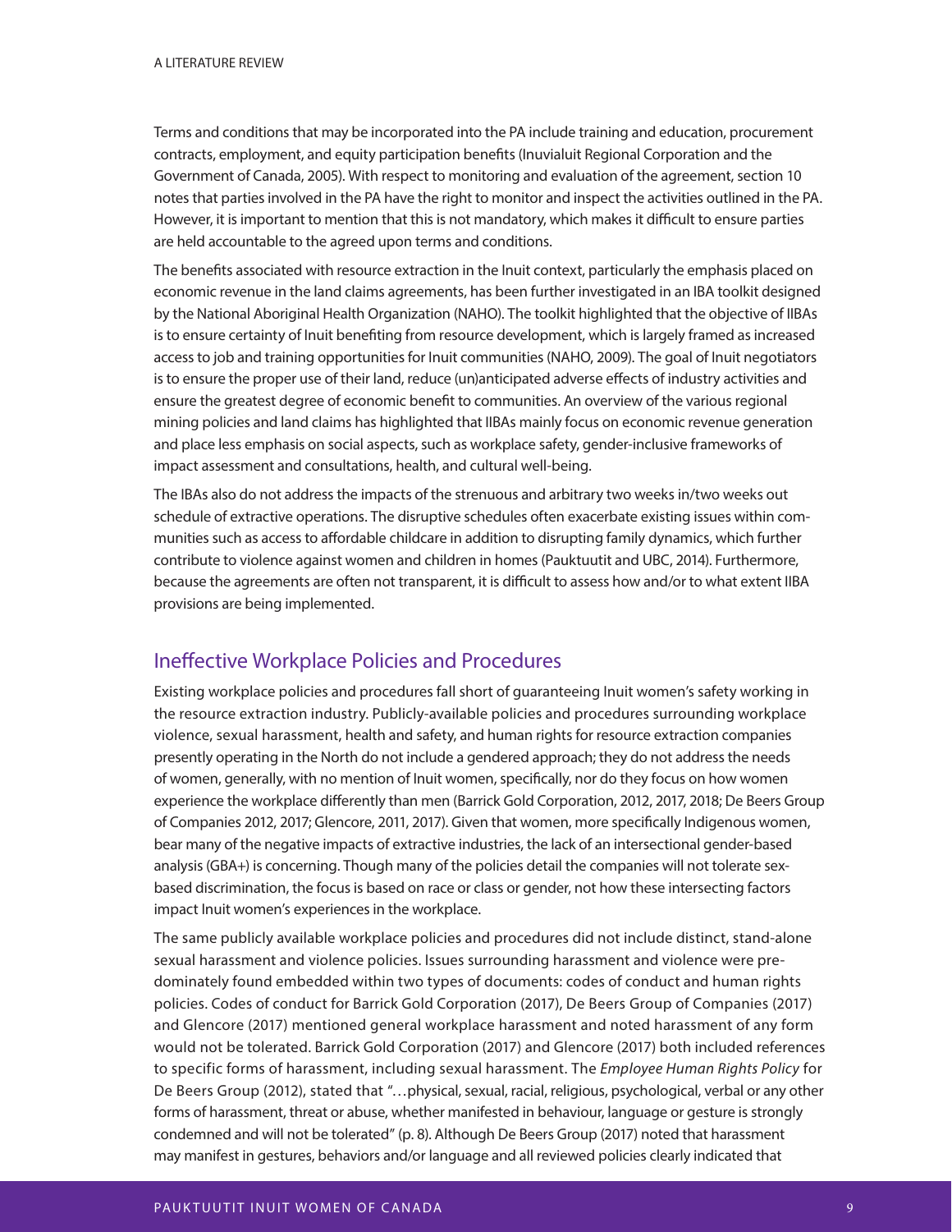Terms and conditions that may be incorporated into the PA include training and education, procurement contracts, employment, and equity participation benefits (Inuvialuit Regional Corporation and the Government of Canada, 2005). With respect to monitoring and evaluation of the agreement, section 10 notes that parties involved in the PA have the right to monitor and inspect the activities outlined in the PA. However, it is important to mention that this is not mandatory, which makes it difficult to ensure parties are held accountable to the agreed upon terms and conditions.

The benefits associated with resource extraction in the Inuit context, particularly the emphasis placed on economic revenue in the land claims agreements, has been further investigated in an IBA toolkit designed by the National Aboriginal Health Organization (NAHO). The toolkit highlighted that the objective of IIBAs is to ensure certainty of Inuit benefiting from resource development, which is largely framed as increased access to job and training opportunities for Inuit communities (NAHO, 2009). The goal of Inuit negotiators is to ensure the proper use of their land, reduce (un)anticipated adverse effects of industry activities and ensure the greatest degree of economic benefit to communities. An overview of the various regional mining policies and land claims has highlighted that IIBAs mainly focus on economic revenue generation and place less emphasis on social aspects, such as workplace safety, gender-inclusive frameworks of impact assessment and consultations, health, and cultural well-being.

The IBAs also do not address the impacts of the strenuous and arbitrary two weeks in/two weeks out schedule of extractive operations. The disruptive schedules often exacerbate existing issues within communities such as access to affordable childcare in addition to disrupting family dynamics, which further contribute to violence against women and children in homes (Pauktuutit and UBC, 2014). Furthermore, because the agreements are often not transparent, it is difficult to assess how and/or to what extent IIBA provisions are being implemented.

## Ineffective Workplace Policies and Procedures

Existing workplace policies and procedures fall short of guaranteeing Inuit women's safety working in the resource extraction industry. Publicly-available policies and procedures surrounding workplace violence, sexual harassment, health and safety, and human rights for resource extraction companies presently operating in the North do not include a gendered approach; they do not address the needs of women, generally, with no mention of Inuit women, specifically, nor do they focus on how women experience the workplace differently than men (Barrick Gold Corporation, 2012, 2017, 2018; De Beers Group of Companies 2012, 2017; Glencore, 2011, 2017). Given that women, more specifically Indigenous women, bear many of the negative impacts of extractive industries, the lack of an intersectional gender-based analysis (GBA+) is concerning. Though many of the policies detail the companies will not tolerate sex-based discrimination, the focus is based on race or class or gender, not how these intersecting factors impact Inuit women's experiences in the workplace.

The same publicly available workplace policies and procedures did not include distinct, stand-alone sexual harassment and violence policies. Issues surrounding harassment and violence were predominately found embedded within two types of documents: codes of conduct and human rights policies. Codes of conduct for Barrick Gold Corporation (2017), De Beers Group of Companies (2017) and Glencore (2017) mentioned general workplace harassment and noted harassment of any form would not be tolerated. Barrick Gold Corporation (2017) and Glencore (2017) both included references to specific forms of harassment, including sexual harassment. The *Employee Human Rights Policy* for De Beers Group (2012), stated that "…physical, sexual, racial, religious, psychological, verbal or any other forms of harassment, threat or abuse, whether manifested in behaviour, language or gesture is strongly condemned and will not be tolerated" (p. 8). Although De Beers Group (2017) noted that harassment may manifest in gestures, behaviors and/or language and all reviewed policies clearly indicated that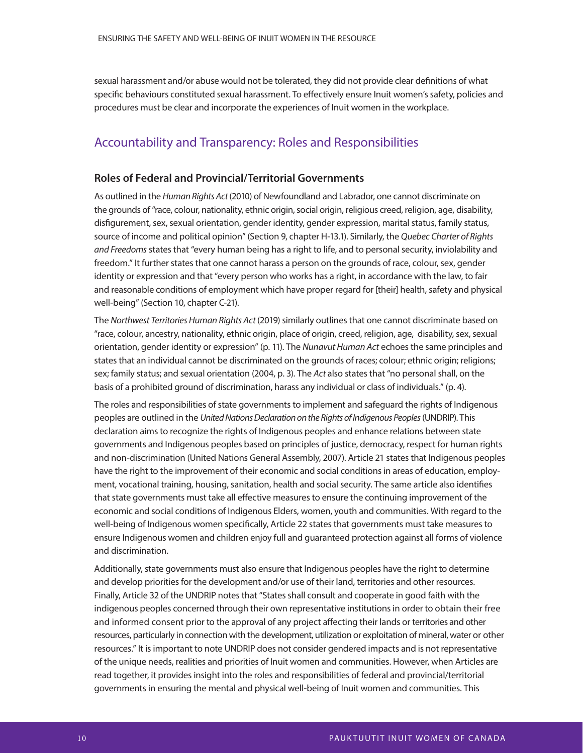sexual harassment and/or abuse would not be tolerated, they did not provide clear definitions of what specific behaviours constituted sexual harassment. To effectively ensure Inuit women's safety, policies and procedures must be clear and incorporate the experiences of Inuit women in the workplace.

## Accountability and Transparency: Roles and Responsibilities

### Roles of Federal and Provincial/Territorial Governments

As outlined in the *Human Rights Act* (2010) of Newfoundland and Labrador, one cannot discriminate on the grounds of "race, colour, nationality, ethnic origin, social origin, religious creed, religion, age, disability, disfigurement, sex, sexual orientation, gender identity, gender expression, marital status, family status, source of income and political opinion" (Section 9, chapter H-13.1). Similarly, the *Quebec Charter of Rights and Freedoms* states that "every human being has a right to life, and to personal security, inviolability and freedom." It further states that one cannot harass a person on the grounds of race, colour, sex, gender identity or expression and that "every person who works has a right, in accordance with the law, to fair and reasonable conditions of employment which have proper regard for [their] health, safety and physical well-being" (Section 10, chapter C-21).

The *Northwest Territories Human Rights Act* (2019) similarly outlines that one cannot discriminate based on "race, colour, ancestry, nationality, ethnic origin, place of origin, creed, religion, age, disability, sex, sexual orientation, gender identity or expression" (p. 11). The *Nunavut Human Act* echoes the same principles and states that an individual cannot be discriminated on the grounds of races; colour; ethnic origin; religions; sex; family status; and sexual orientation (2004, p. 3). The *Act* also states that "no personal shall, on the basis of a prohibited ground of discrimination, harass any individual or class of individuals." (p. 4).

The roles and responsibilities of state governments to implement and safeguard the rights of Indigenous peoples are outlined in the *United Nations Declaration on the Rights of Indigenous Peoples* (UNDRIP). This declaration aims to recognize the rights of Indigenous peoples and enhance relations between state governments and Indigenous peoples based on principles of justice, democracy, respect for human rights and non-discrimination (United Nations General Assembly, 2007). Article 21 states that Indigenous peoples have the right to the improvement of their economic and social conditions in areas of education, employment, vocational training, housing, sanitation, health and social security. The same article also identifies that state governments must take all effective measures to ensure the continuing improvement of the economic and social conditions of Indigenous Elders, women, youth and communities. With regard to the well-being of Indigenous women specifically, Article 22 states that governments must take measures to ensure Indigenous women and children enjoy full and guaranteed protection against all forms of violence and discrimination.

Additionally, state governments must also ensure that Indigenous peoples have the right to determine and develop priorities for the development and/or use of their land, territories and other resources. Finally, Article 32 of the UNDRIP notes that "States shall consult and cooperate in good faith with the indigenous peoples concerned through their own representative institutions in order to obtain their free and informed consent prior to the approval of any project affecting their lands or territories and other resources, particularly in connection with the development, utilization or exploitation of mineral, water or other resources." It is important to note UNDRIP does not consider gendered impacts and is not representative of the unique needs, realities and priorities of Inuit women and communities. However, when Articles are read together, it provides insight into the roles and responsibilities of federal and provincial/territorial governments in ensuring the mental and physical well-being of Inuit women and communities. This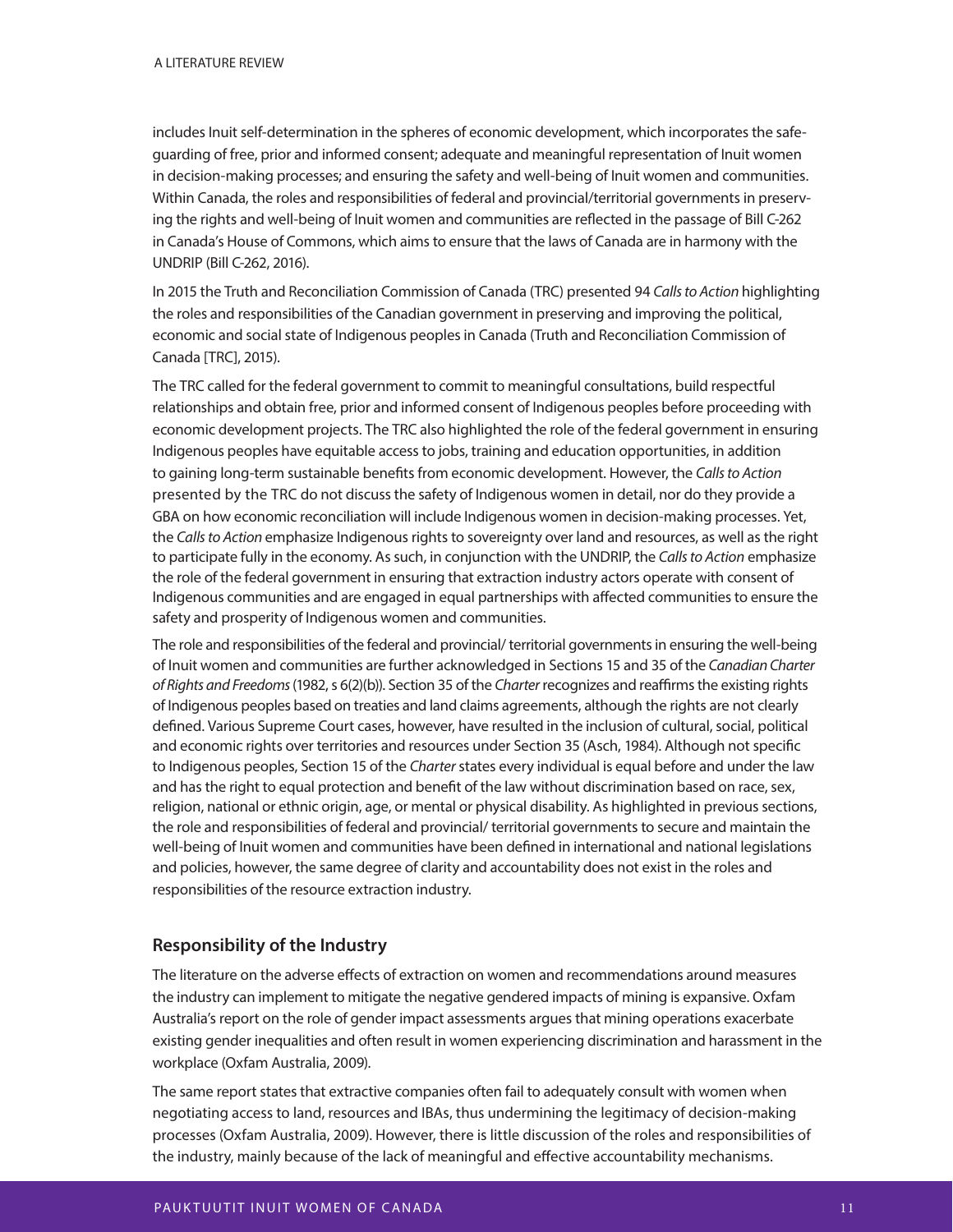includes Inuit self-determination in the spheres of economic development, which incorporates the safeguarding of free, prior and informed consent; adequate and meaningful representation of Inuit women in decision-making processes; and ensuring the safety and well-being of Inuit women and communities. Within Canada, the roles and responsibilities of federal and provincial/territorial governments in preserving the rights and well-being of Inuit women and communities are reflected in the passage of Bill C-262 in Canada's House of Commons, which aims to ensure that the laws of Canada are in harmony with the UNDRIP (Bill C-262, 2016).

In 2015 the Truth and Reconciliation Commission of Canada (TRC) presented 94 *Calls to Action* highlighting the roles and responsibilities of the Canadian government in preserving and improving the political, economic and social state of Indigenous peoples in Canada (Truth and Reconciliation Commission of Canada [TRC], 2015).

The TRC called for the federal government to commit to meaningful consultations, build respectful relationships and obtain free, prior and informed consent of Indigenous peoples before proceeding with economic development projects. The TRC also highlighted the role of the federal government in ensuring Indigenous peoples have equitable access to jobs, training and education opportunities, in addition to gaining long-term sustainable benefits from economic development. However, the *Calls to Action* presented by the TRC do not discuss the safety of Indigenous women in detail, nor do they provide a GBA on how economic reconciliation will include Indigenous women in decision-making processes. Yet, the *Calls to Action* emphasize Indigenous rights to sovereignty over land and resources, as well as the right to participate fully in the economy. As such, in conjunction with the UNDRIP, the *Calls to Action* emphasize the role of the federal government in ensuring that extraction industry actors operate with consent of Indigenous communities and are engaged in equal partnerships with affected communities to ensure the safety and prosperity of Indigenous women and communities.

The role and responsibilities of the federal and provincial/ territorial governments in ensuring the well-being of Inuit women and communities are further acknowledged in Sections 15 and 35 of the *Canadian Charter of Rights and Freedoms* (1982, s 6(2)(b)). Section 35 of the *Charter* recognizes and reaffirms the existing rights of Indigenous peoples based on treaties and land claims agreements, although the rights are not clearly defined. Various Supreme Court cases, however, have resulted in the inclusion of cultural, social, political and economic rights over territories and resources under Section 35 (Asch, 1984). Although not specific to Indigenous peoples, Section 15 of the *Charter* states every individual is equal before and under the law and has the right to equal protection and benefit of the law without discrimination based on race, sex, religion, national or ethnic origin, age, or mental or physical disability. As highlighted in previous sections, the role and responsibilities of federal and provincial/ territorial governments to secure and maintain the well-being of Inuit women and communities have been defined in international and national legislations and policies, however, the same degree of clarity and accountability does not exist in the roles and responsibilities of the resource extraction industry.

## Responsibility of the Industry

The literature on the adverse effects of extraction on women and recommendations around measures the industry can implement to mitigate the negative gendered impacts of mining is expansive. Oxfam Australia's report on the role of gender impact assessments argues that mining operations exacerbate existing gender inequalities and often result in women experiencing discrimination and harassment in the workplace (Oxfam Australia, 2009).

The same report states that extractive companies often fail to adequately consult with women when negotiating access to land, resources and IBAs, thus undermining the legitimacy of decision-making processes (Oxfam Australia, 2009). However, there is little discussion of the roles and responsibilities of the industry, mainly because of the lack of meaningful and effective accountability mechanisms.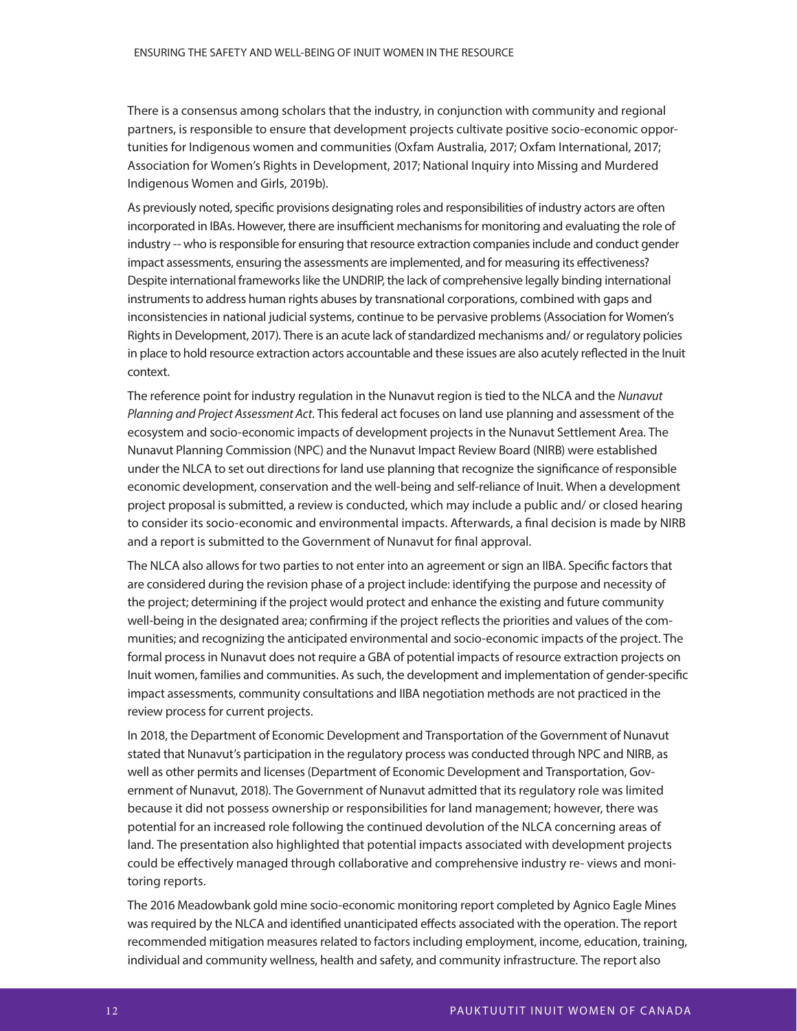There is a consensus among scholars that the industry, in conjunction with community and regional partners, is responsible to ensure that development projects cultivate positive socio-economic opportunities for Indigenous women and communities (Oxfam Australia, 2017; Oxfam International, 2017; Association for Women's Rights in Development, 2017; National Inquiry into Missing and Murdered Indigenous Women and Girls, 2019b).

As previously noted, specific provisions designating roles and responsibilities of industry actors are often incorporated in IBAs. However, there are insufficient mechanisms for monitoring and evaluating the role of industry -- who is responsible for ensuring that resource extraction companies include and conduct gender impact assessments, ensuring the assessments are implemented, and for measuring its effectiveness? Despite international frameworks like the UNDRIP, the lack of comprehensive legally binding international instruments to address human rights abuses by transnational corporations, combined with gaps and inconsistencies in national judicial systems, continue to be pervasive problems (Association for Women's Rights in Development, 2017). There is an acute lack of standardized mechanisms and/ or regulatory policies in place to hold resource extraction actors accountable and these issues are also acutely reflected in the Inuit context.

The reference point for industry regulation in the Nunavut region is tied to the NLCA and the *Nunavut Planning and Project Assessment Act*. This federal act focuses on land use planning and assessment of the ecosystem and socio-economic impacts of development projects in the Nunavut Settlement Area. The Nunavut Planning Commission (NPC) and the Nunavut Impact Review Board (NIRB) were established under the NLCA to set out directions for land use planning that recognize the significance of responsible economic development, conservation and the well-being and self-reliance of Inuit. When a development project proposal is submitted, a review is conducted, which may include a public and/ or closed hearing to consider its socio-economic and environmental impacts. Afterwards, a final decision is made by NIRB and a report is submitted to the Government of Nunavut for final approval.

The NLCA also allows for two parties to not enter into an agreement or sign an IIBA. Specific factors that are considered during the revision phase of a project include: identifying the purpose and necessity of the project; determining if the project would protect and enhance the existing and future community well-being in the designated area; confirming if the project reflects the priorities and values of the communities; and recognizing the anticipated environmental and socio-economic impacts of the project. The formal process in Nunavut does not require a GBA of potential impacts of resource extraction projects on Inuit women, families and communities. As such, the development and implementation of gender-specific impact assessments, community consultations and IIBA negotiation methods are not practiced in the review process for current projects.

In 2018, the Department of Economic Development and Transportation of the Government of Nunavut stated that Nunavut's participation in the regulatory process was conducted through NPC and NIRB, as well as other permits and licenses (Department of Economic Development and Transportation, Government of Nunavut, 2018). The Government of Nunavut admitted that its regulatory role was limited because it did not possess ownership or responsibilities for land management; however, there was potential for an increased role following the continued devolution of the NLCA concerning areas of land. The presentation also highlighted that potential impacts associated with development projects could be effectively managed through collaborative and comprehensive industry re- views and monitoring reports.

The 2016 Meadowbank gold mine socio-economic monitoring report completed by Agnico Eagle Mines was required by the NLCA and identified unanticipated effects associated with the operation. The report recommended mitigation measures related to factors including employment, income, education, training, individual and community wellness, health and safety, and community infrastructure. The report also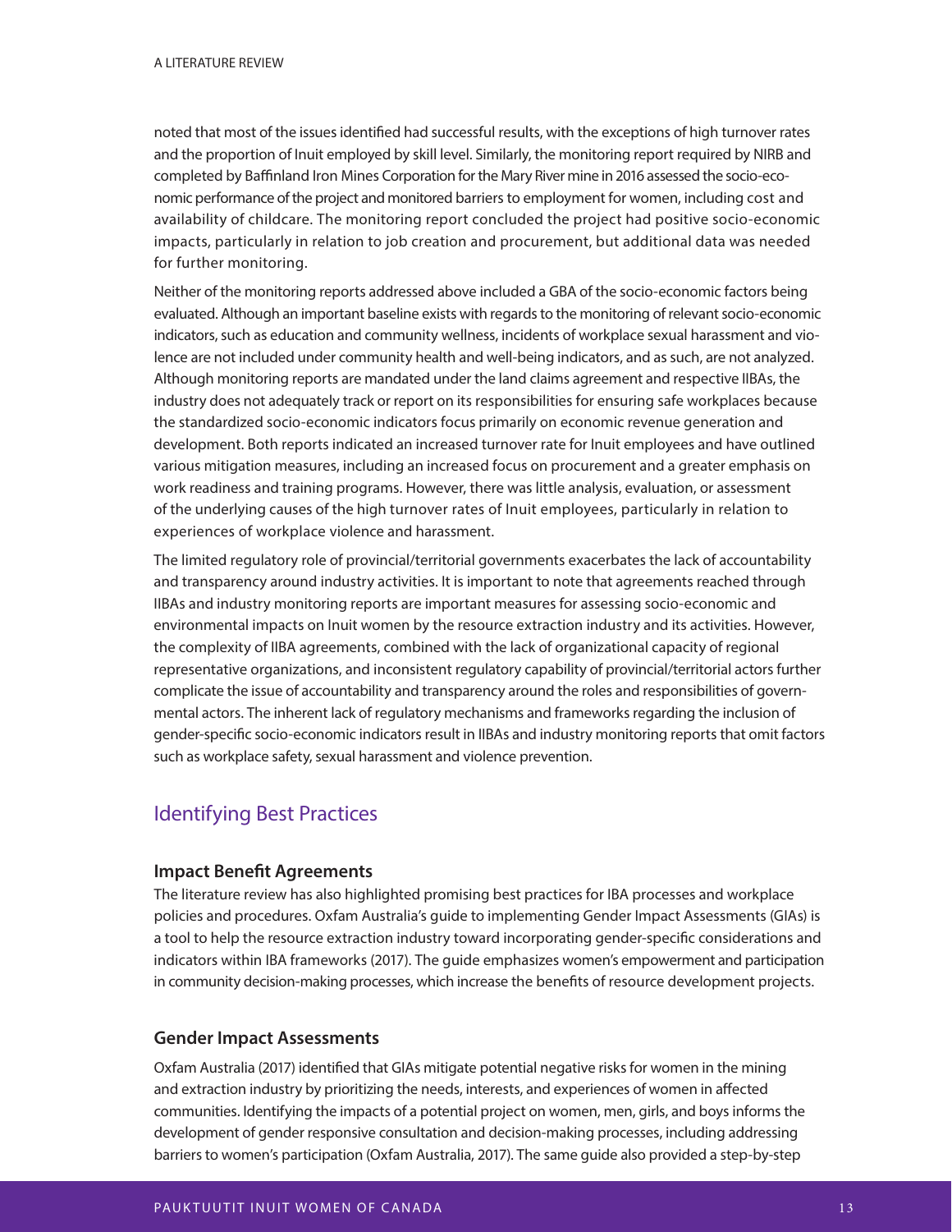noted that most of the issues identified had successful results, with the exceptions of high turnover rates and the proportion of Inuit employed by skill level. Similarly, the monitoring report required by NIRB and completed by Baffinland Iron Mines Corporation for the Mary River mine in 2016 assessed the socio-economic performance of the project and monitored barriers to employment for women, including cost and availability of childcare. The monitoring report concluded the project had positive socio-economic impacts, particularly in relation to job creation and procurement, but additional data was needed for further monitoring.

Neither of the monitoring reports addressed above included a GBA of the socio-economic factors being evaluated. Although an important baseline exists with regards to the monitoring of relevant socio-economic indicators, such as education and community wellness, incidents of workplace sexual harassment and violence are not included under community health and well-being indicators, and as such, are not analyzed. Although monitoring reports are mandated under the land claims agreement and respective IIBAs, the industry does not adequately track or report on its responsibilities for ensuring safe workplaces because the standardized socio-economic indicators focus primarily on economic revenue generation and development. Both reports indicated an increased turnover rate for Inuit employees and have outlined various mitigation measures, including an increased focus on procurement and a greater emphasis on work readiness and training programs. However, there was little analysis, evaluation, or assessment of the underlying causes of the high turnover rates of Inuit employees, particularly in relation to experiences of workplace violence and harassment.

The limited regulatory role of provincial/territorial governments exacerbates the lack of accountability and transparency around industry activities. It is important to note that agreements reached through IIBAs and industry monitoring reports are important measures for assessing socio-economic and environmental impacts on Inuit women by the resource extraction industry and its activities. However, the complexity of IIBA agreements, combined with the lack of organizational capacity of regional representative organizations, and inconsistent regulatory capability of provincial/territorial actors further complicate the issue of accountability and transparency around the roles and responsibilities of governmental actors. The inherent lack of regulatory mechanisms and frameworks regarding the inclusion of gender-specific socio-economic indicators result in IIBAs and industry monitoring reports that omit factors such as workplace safety, sexual harassment and violence prevention.

## Identifying Best Practices

### Impact Benefit Agreements

The literature review has also highlighted promising best practices for IBA processes and workplace policies and procedures. Oxfam Australia's guide to implementing Gender Impact Assessments (GIAs) is a tool to help the resource extraction industry toward incorporating gender-specific considerations and indicators within IBA frameworks (2017). The guide emphasizes women's empowerment and participation in community decision-making processes, which increase the benefits of resource development projects.

### Gender Impact Assessments

Oxfam Australia (2017) identified that GIAs mitigate potential negative risks for women in the mining and extraction industry by prioritizing the needs, interests, and experiences of women in affected communities. Identifying the impacts of a potential project on women, men, girls, and boys informs the development of gender responsive consultation and decision-making processes, including addressing barriers to women's participation (Oxfam Australia, 2017). The same guide also provided a step-by-step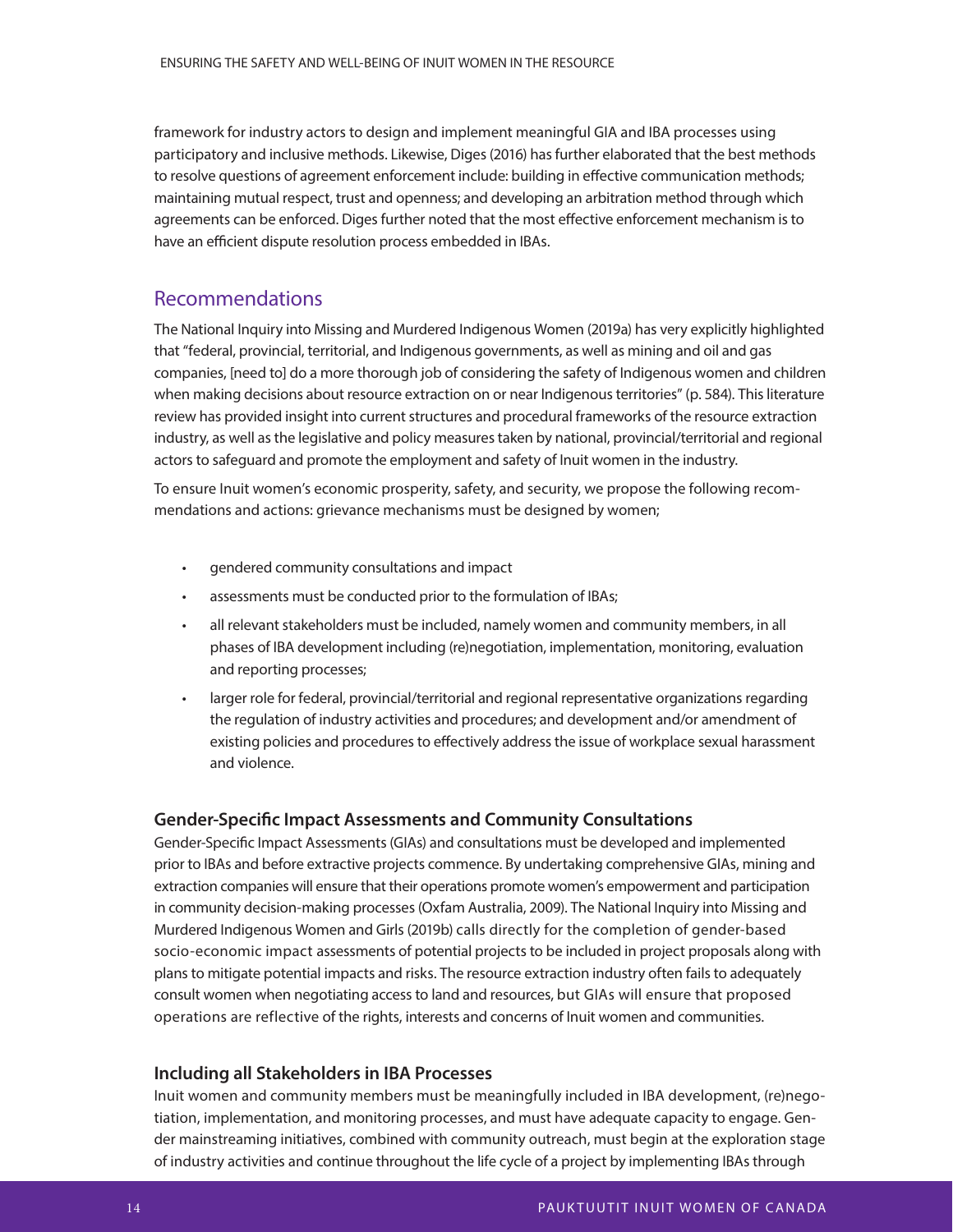framework for industry actors to design and implement meaningful GIA and IBA processes using participatory and inclusive methods. Likewise, Diges (2016) has further elaborated that the best methods to resolve questions of agreement enforcement include: building in effective communication methods; maintaining mutual respect, trust and openness; and developing an arbitration method through which agreements can be enforced. Diges further noted that the most effective enforcement mechanism is to have an efficient dispute resolution process embedded in IBAs.

## Recommendations

The National Inquiry into Missing and Murdered Indigenous Women (2019a) has very explicitly highlighted that "federal, provincial, territorial, and Indigenous governments, as well as mining and oil and gas companies, [need to] do a more thorough job of considering the safety of Indigenous women and children when making decisions about resource extraction on or near Indigenous territories" (p. 584). This literature review has provided insight into current structures and procedural frameworks of the resource extraction industry, as well as the legislative and policy measures taken by national, provincial/territorial and regional actors to safeguard and promote the employment and safety of Inuit women in the industry.

To ensure Inuit women's economic prosperity, safety, and security, we propose the following recommendations and actions: grievance mechanisms must be designed by women;

- gendered community consultations and impact
- assessments must be conducted prior to the formulation of IBAs;
- all relevant stakeholders must be included, namely women and community members, in all phases of IBA development including (re)negotiation, implementation, monitoring, evaluation and reporting processes;
- larger role for federal, provincial/territorial and regional representative organizations regarding the regulation of industry activities and procedures; and development and/or amendment of existing policies and procedures to effectively address the issue of workplace sexual harassment and violence.

### Gender-Specific Impact Assessments and Community Consultations

Gender-Specific Impact Assessments (GIAs) and consultations must be developed and implemented prior to IBAs and before extractive projects commence. By undertaking comprehensive GIAs, mining and extraction companies will ensure that their operations promote women's empowerment and participation in community decision-making processes (Oxfam Australia, 2009). The National Inquiry into Missing and Murdered Indigenous Women and Girls (2019b) calls directly for the completion of gender-based socio-economic impact assessments of potential projects to be included in project proposals along with plans to mitigate potential impacts and risks. The resource extraction industry often fails to adequately consult women when negotiating access to land and resources, but GIAs will ensure that proposed operations are reflective of the rights, interests and concerns of Inuit women and communities.

### Including all Stakeholders in IBA Processes

Inuit women and community members must be meaningfully included in IBA development, (re)negotiation, implementation, and monitoring processes, and must have adequate capacity to engage. Gender mainstreaming initiatives, combined with community outreach, must begin at the exploration stage of industry activities and continue throughout the life cycle of a project by implementing IBAs through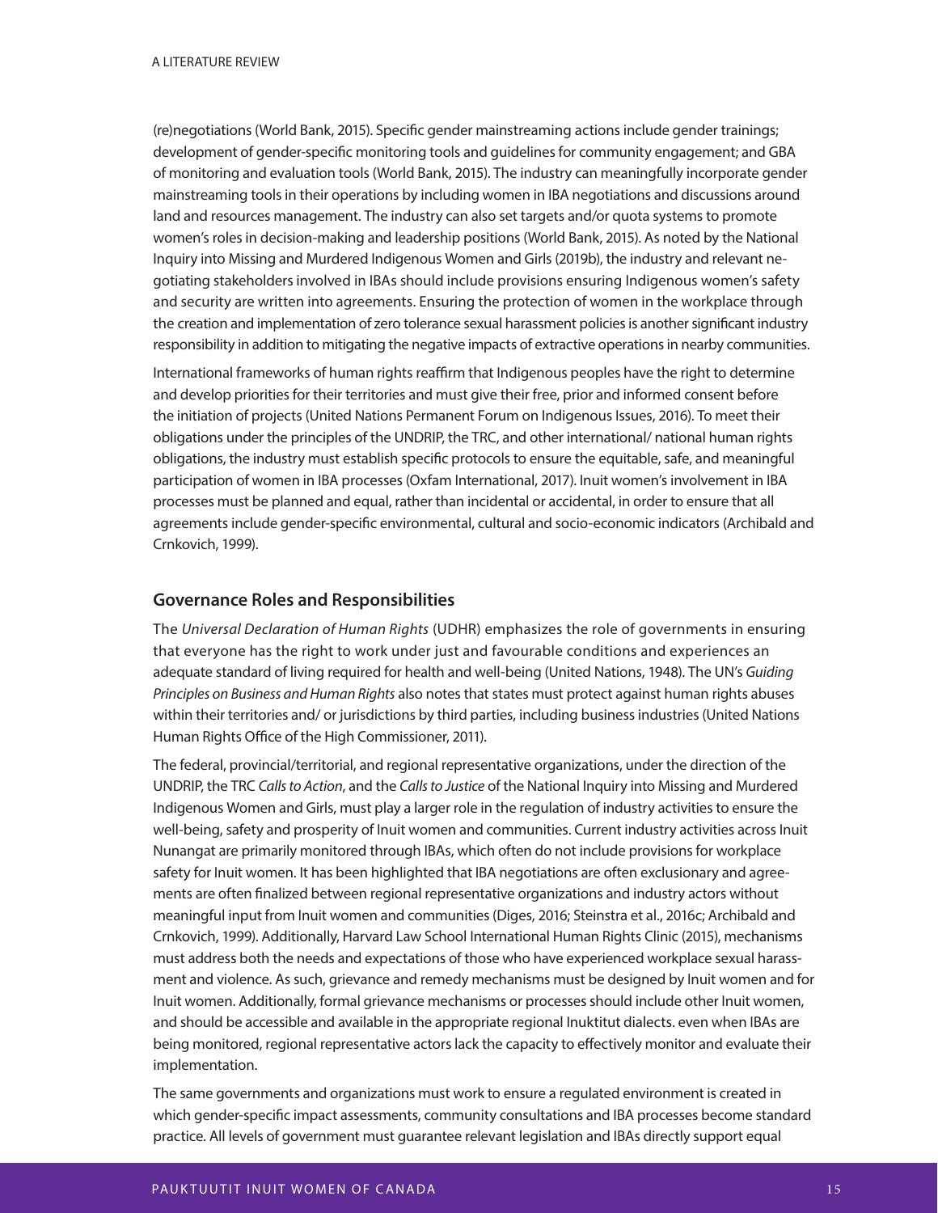(re)negotiations (World Bank, 2015). Specific gender mainstreaming actions include gender trainings; development of gender-specific monitoring tools and guidelines for community engagement; and GBA of monitoring and evaluation tools (World Bank, 2015). The industry can meaningfully incorporate gender mainstreaming tools in their operations by including women in IBA negotiations and discussions around land and resources management. The industry can also set targets and/or quota systems to promote women's roles in decision-making and leadership positions (World Bank, 2015). As noted by the National Inquiry into Missing and Murdered Indigenous Women and Girls (2019b), the industry and relevant negotiating stakeholders involved in IBAs should include provisions ensuring Indigenous women's safety and security are written into agreements. Ensuring the protection of women in the workplace through the creation and implementation of zero tolerance sexual harassment policies is another significant industry responsibility in addition to mitigating the negative impacts of extractive operations in nearby communities.

International frameworks of human rights reaffirm that Indigenous peoples have the right to determine and develop priorities for their territories and must give their free, prior and informed consent before the initiation of projects (United Nations Permanent Forum on Indigenous Issues, 2016). To meet their obligations under the principles of the UNDRIP, the TRC, and other international/ national human rights obligations, the industry must establish specific protocols to ensure the equitable, safe, and meaningful participation of women in IBA processes (Oxfam International, 2017). Inuit women's involvement in IBA processes must be planned and equal, rather than incidental or accidental, in order to ensure that all agreements include gender-specific environmental, cultural and socio-economic indicators (Archibald and Crnkovich, 1999).

## Governance Roles and Responsibilities

The *Universal Declaration of Human Rights* (UDHR) emphasizes the role of governments in ensuring that everyone has the right to work under just and favourable conditions and experiences an adequate standard of living required for health and well-being (United Nations, 1948). The UN's *Guiding Principles on Business and Human Rights* also notes that states must protect against human rights abuses within their territories and/ or jurisdictions by third parties, including business industries (United Nations Human Rights Office of the High Commissioner, 2011).

The federal, provincial/territorial, and regional representative organizations, under the direction of the UNDRIP, the TRC *Calls to Action*, and the *Calls to Justice* of the National Inquiry into Missing and Murdered Indigenous Women and Girls, must play a larger role in the regulation of industry activities to ensure the well-being, safety and prosperity of Inuit women and communities. Current industry activities across Inuit Nunangat are primarily monitored through IBAs, which often do not include provisions for workplace safety for Inuit women. It has been highlighted that IBA negotiations are often exclusionary and agreements are often finalized between regional representative organizations and industry actors without meaningful input from Inuit women and communities (Diges, 2016; Steinstra et al., 2016c; Archibald and Crnkovich, 1999). Additionally, Harvard Law School International Human Rights Clinic (2015), mechanisms must address both the needs and expectations of those who have experienced workplace sexual harassment and violence. As such, grievance and remedy mechanisms must be designed by Inuit women and for Inuit women. Additionally, formal grievance mechanisms or processes should include other Inuit women, and should be accessible and available in the appropriate regional Inuktitut dialects. even when IBAs are being monitored, regional representative actors lack the capacity to effectively monitor and evaluate their implementation.

The same governments and organizations must work to ensure a regulated environment is created in which gender-specific impact assessments, community consultations and IBA processes become standard practice. All levels of government must guarantee relevant legislation and IBAs directly support equal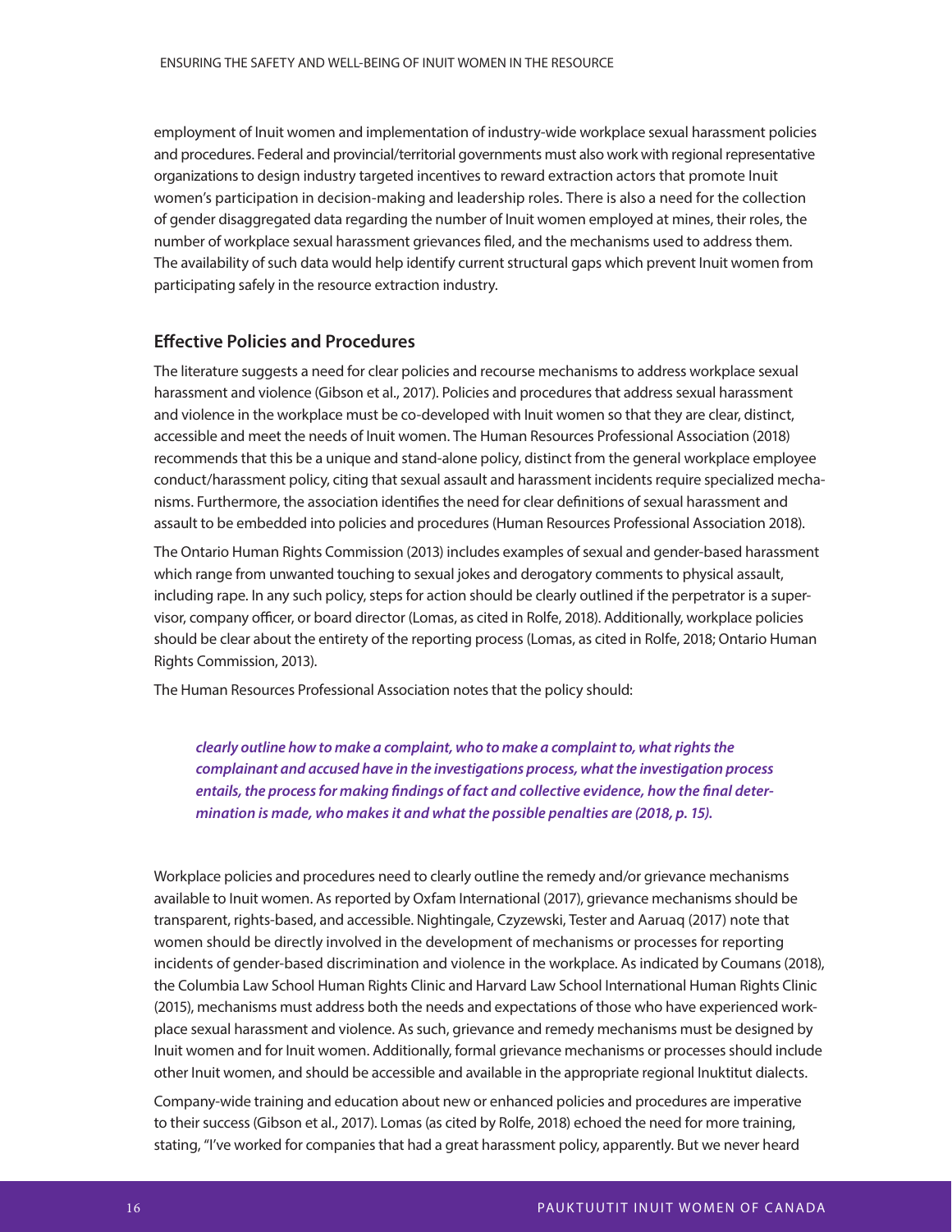employment of Inuit women and implementation of industry-wide workplace sexual harassment policies and procedures. Federal and provincial/territorial governments must also work with regional representative organizations to design industry targeted incentives to reward extraction actors that promote Inuit women's participation in decision-making and leadership roles. There is also a need for the collection of gender disaggregated data regarding the number of Inuit women employed at mines, their roles, the number of workplace sexual harassment grievances filed, and the mechanisms used to address them. The availability of such data would help identify current structural gaps which prevent Inuit women from participating safely in the resource extraction industry.

### Effective Policies and Procedures

The literature suggests a need for clear policies and recourse mechanisms to address workplace sexual harassment and violence (Gibson et al., 2017). Policies and procedures that address sexual harassment and violence in the workplace must be co-developed with Inuit women so that they are clear, distinct, accessible and meet the needs of Inuit women. The Human Resources Professional Association (2018) recommends that this be a unique and stand-alone policy, distinct from the general workplace employee conduct/harassment policy, citing that sexual assault and harassment incidents require specialized mechanisms. Furthermore, the association identifies the need for clear definitions of sexual harassment and assault to be embedded into policies and procedures (Human Resources Professional Association 2018).

The Ontario Human Rights Commission (2013) includes examples of sexual and gender-based harassment which range from unwanted touching to sexual jokes and derogatory comments to physical assault, including rape. In any such policy, steps for action should be clearly outlined if the perpetrator is a supervisor, company officer, or board director (Lomas, as cited in Rolfe, 2018). Additionally, workplace policies should be clear about the entirety of the reporting process (Lomas, as cited in Rolfe, 2018; Ontario Human Rights Commission, 2013).

The Human Resources Professional Association notes that the policy should:

> ***clearly outline how to make a complaint, who to make a complaint to, what rights the complainant and accused have in the investigations process, what the investigation process entails, the process for making findings of fact and collective evidence, how the final determination is made, who makes it and what the possible penalties are (2018, p. 15).***

Workplace policies and procedures need to clearly outline the remedy and/or grievance mechanisms available to Inuit women. As reported by Oxfam International (2017), grievance mechanisms should be transparent, rights-based, and accessible. Nightingale, Czyzewski, Tester and Aaruaq (2017) note that women should be directly involved in the development of mechanisms or processes for reporting incidents of gender-based discrimination and violence in the workplace. As indicated by Coumans (2018), the Columbia Law School Human Rights Clinic and Harvard Law School International Human Rights Clinic (2015), mechanisms must address both the needs and expectations of those who have experienced workplace sexual harassment and violence. As such, grievance and remedy mechanisms must be designed by Inuit women and for Inuit women. Additionally, formal grievance mechanisms or processes should include other Inuit women, and should be accessible and available in the appropriate regional Inuktitut dialects.

Company-wide training and education about new or enhanced policies and procedures are imperative to their success (Gibson et al., 2017). Lomas (as cited by Rolfe, 2018) echoed the need for more training, stating, "I've worked for companies that had a great harassment policy, apparently. But we never heard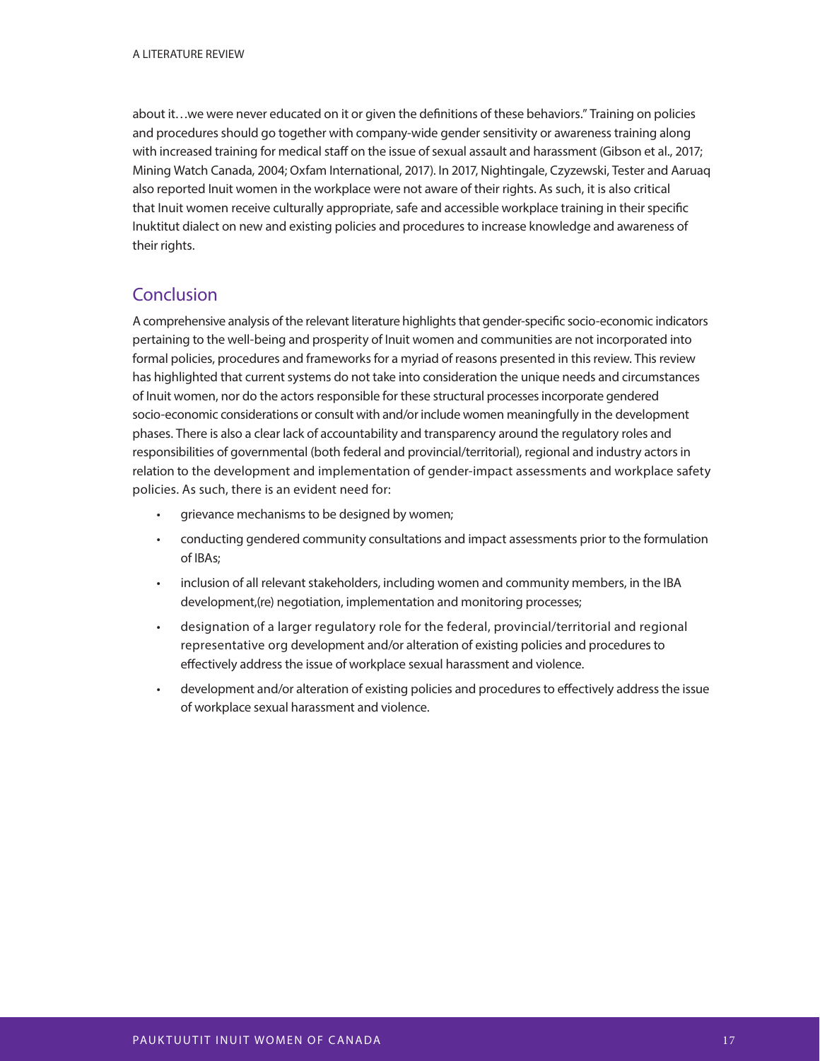about it…we were never educated on it or given the definitions of these behaviors." Training on policies and procedures should go together with company-wide gender sensitivity or awareness training along with increased training for medical staff on the issue of sexual assault and harassment (Gibson et al., 2017; Mining Watch Canada, 2004; Oxfam International, 2017). In 2017, Nightingale, Czyzewski, Tester and Aaruaq also reported Inuit women in the workplace were not aware of their rights. As such, it is also critical that Inuit women receive culturally appropriate, safe and accessible workplace training in their specific Inuktitut dialect on new and existing policies and procedures to increase knowledge and awareness of their rights.

## Conclusion

A comprehensive analysis of the relevant literature highlights that gender-specific socio-economic indicators pertaining to the well-being and prosperity of Inuit women and communities are not incorporated into formal policies, procedures and frameworks for a myriad of reasons presented in this review. This review has highlighted that current systems do not take into consideration the unique needs and circumstances of Inuit women, nor do the actors responsible for these structural processes incorporate gendered socio-economic considerations or consult with and/or include women meaningfully in the development phases. There is also a clear lack of accountability and transparency around the regulatory roles and responsibilities of governmental (both federal and provincial/territorial), regional and industry actors in relation to the development and implementation of gender-impact assessments and workplace safety policies. As such, there is an evident need for:

- grievance mechanisms to be designed by women;
- conducting gendered community consultations and impact assessments prior to the formulation of IBAs;
- inclusion of all relevant stakeholders, including women and community members, in the IBA development,(re) negotiation, implementation and monitoring processes;
- designation of a larger regulatory role for the federal, provincial/territorial and regional representative org development and/or alteration of existing policies and procedures to effectively address the issue of workplace sexual harassment and violence.
- development and/or alteration of existing policies and procedures to effectively address the issue of workplace sexual harassment and violence.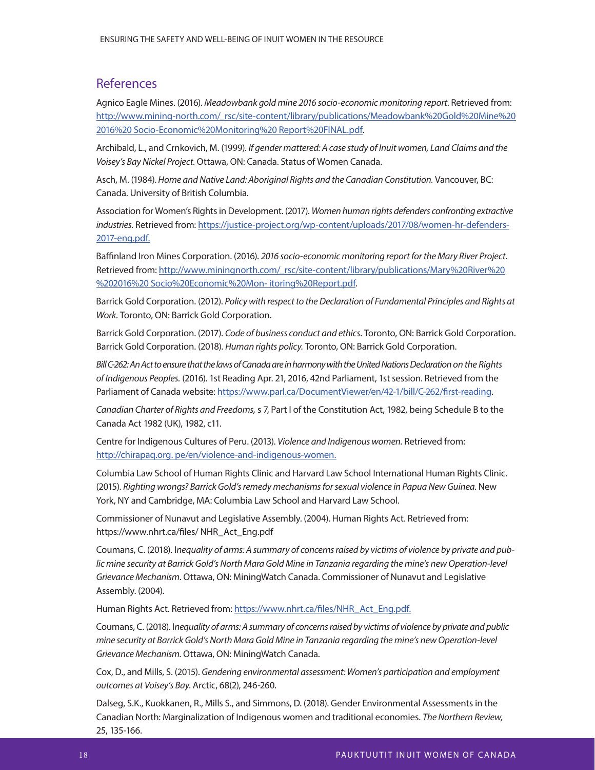## References

Agnico Eagle Mines. (2016). *Meadowbank gold mine 2016 socio-economic monitoring report*. Retrieved from: [http://www.mining-north.com/_rsc/site-content/library/publications/Meadowbank%20Gold%20Mine%20 2016%20 Socio-Economic%20Monitoring%20 Report%20FINAL.pdf](http://www.mining-north.com/_rsc/site-content/library/publications/Meadowbank%20Gold%20Mine%20 2016%20 Socio-Economic%20Monitoring%20 Report%20FINAL.pdf).

Archibald, L., and Crnkovich, M. (1999). *If gender mattered: A case study of Inuit women, Land Claims and the Voisey's Bay Nickel Project*. Ottawa, ON: Canada. Status of Women Canada.

Asch, M. (1984). *Home and Native Land: Aboriginal Rights and the Canadian Constitution.* Vancouver, BC: Canada. University of British Columbia.

Association for Women's Rights in Development. (2017). *Women human rights defenders confronting extractive industries.* Retrieved from: [https://justice-project.org/wp-content/uploads/2017/08/women-hr-defenders-2017-eng.pdf.](https://justice-project.org/wp-content/uploads/2017/08/women-hr-defenders-2017-eng.pdf)

Baffinland Iron Mines Corporation. (2016). *2016 socio-economic monitoring report for the Mary River Project.* Retrieved from: [http://www.miningnorth.com/_rsc/site-content/library/publications/Mary%20River%20 %202016%20 Socio%20Economic%20Mon- itoring%20Report.pdf](http://www.miningnorth.com/_rsc/site-content/library/publications/Mary%20River%20 %202016%20 Socio%20Economic%20Mon- itoring%20Report.pdf).

Barrick Gold Corporation. (2012). *Policy with respect to the Declaration of Fundamental Principles and Rights at Work*. Toronto, ON: Barrick Gold Corporation.

Barrick Gold Corporation. (2017). *Code of business conduct and ethics*. Toronto, ON: Barrick Gold Corporation. Barrick Gold Corporation. (2018). *Human rights policy.* Toronto, ON: Barrick Gold Corporation.

*Bill C-262: An Act to ensure that the laws of Canada are in harmony with the United Nations Declaration on the Rights of Indigenous Peoples.* (2016). 1st Reading Apr. 21, 2016, 42nd Parliament, 1st session. Retrieved from the Parliament of Canada website: [https://www.parl.ca/DocumentViewer/en/42-1/bill/C-262/first-reading](https://www.parl.ca/DocumentViewer/en/42-1/bill/C-262/first-reading).

*Canadian Charter of Rights and Freedoms,* s 7, Part I of the Constitution Act, 1982, being Schedule B to the Canada Act 1982 (UK), 1982, c11.

Centre for Indigenous Cultures of Peru. (2013). *Violence and Indigenous women.* Retrieved from: [http://chirapaq.org. pe/en/violence-and-indigenous-women.](http://chirapaq.org.pe/en/violence-and-indigenous-women)

Columbia Law School of Human Rights Clinic and Harvard Law School International Human Rights Clinic. (2015). *Righting wrongs? Barrick Gold's remedy mechanisms for sexual violence in Papua New Guinea.* New York, NY and Cambridge, MA: Columbia Law School and Harvard Law School.

Commissioner of Nunavut and Legislative Assembly. (2004). Human Rights Act. Retrieved from: https://www.nhrt.ca/files/ NHR_Act_Eng.pdf

Coumans, C. (2018). I*nequality of arms: A summary of concerns raised by victims of violence by private and public mine security at Barrick Gold's North Mara Gold Mine in Tanzania regarding the mine's new Operation-level Grievance Mechanism*. Ottawa, ON: MiningWatch Canada. Commissioner of Nunavut and Legislative Assembly. (2004).

Human Rights Act. Retrieved from: [https://www.nhrt.ca/files/NHR_Act_Eng.pdf.](https://www.nhrt.ca/files/NHR_Act_Eng.pdf)

Coumans, C. (2018). I*nequality of arms: A summary of concerns raised by victims of violence by private and public mine security at Barrick Gold's North Mara Gold Mine in Tanzania regarding the mine's new Operation-level Grievance Mechanism.* Ottawa, ON: MiningWatch Canada.

Cox, D., and Mills, S. (2015). *Gendering environmental assessment: Women's participation and employment outcomes at Voisey's Bay.* Arctic, 68(2), 246-260.

Dalseg, S.K., Kuokkanen, R., Mills S., and Simmons, D. (2018). Gender Environmental Assessments in the Canadian North: Marginalization of Indigenous women and traditional economies. *The Northern Review,* 25, 135-166.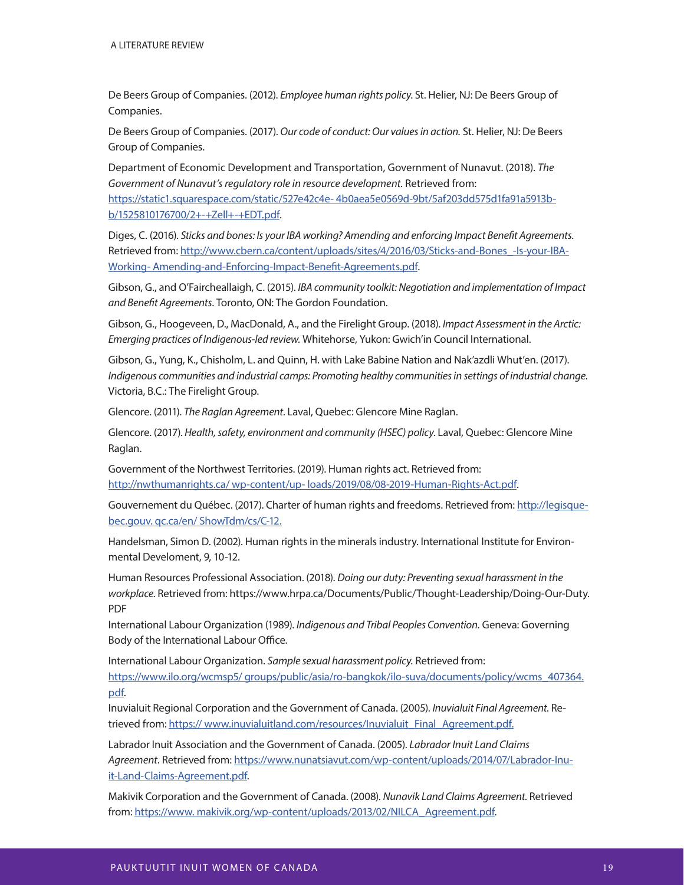De Beers Group of Companies. (2012). *Employee human rights policy.* St. Helier, NJ: De Beers Group of Companies.

De Beers Group of Companies. (2017). *Our code of conduct: Our values in action.* St. Helier, NJ: De Beers Group of Companies.

Department of Economic Development and Transportation, Government of Nunavut. (2018). *The Government of Nunavut's regulatory role in resource development*. Retrieved from: https://static1.squarespace.com/static/527e42c4e- 4b0aea5e0569d-9bt/5af203dd575d1fa91a5913b-b/1525810176700/2+-+Zell+-+EDT.pdf.

Diges, C. (2016). *Sticks and bones: Is your IBA working? Amending and enforcing Impact Benefit Agreements.* Retrieved from: http://www.cbern.ca/content/uploads/sites/4/2016/03/Sticks-and-Bones_-Is-your-IBA-Working- Amending-and-Enforcing-Impact-Benefit-Agreements.pdf.

Gibson, G., and O'Faircheallaigh, C. (2015). *IBA community toolkit: Negotiation and implementation of Impact and Benefit Agreements*. Toronto, ON: The Gordon Foundation.

Gibson, G., Hoogeveen, D., MacDonald, A., and the Firelight Group. (2018). *Impact Assessment in the Arctic: Emerging practices of Indigenous-led review.* Whitehorse, Yukon: Gwich'in Council International.

Gibson, G., Yung, K., Chisholm, L. and Quinn, H. with Lake Babine Nation and Nak'azdli Whut'en. (2017). *Indigenous communities and industrial camps: Promoting healthy communities in settings of industrial change.* Victoria, B.C.: The Firelight Group.

Glencore. (2011). *The Raglan Agreement*. Laval, Quebec: Glencore Mine Raglan.

Glencore. (2017). *Health, safety, environment and community (HSEC) policy*. Laval, Quebec: Glencore Mine Raglan.

Government of the Northwest Territories. (2019). Human rights act. Retrieved from: http://nwthumanrights.ca/ wp-content/up- loads/2019/08/08-2019-Human-Rights-Act.pdf.

Gouvernement du Québec. (2017). Charter of human rights and freedoms. Retrieved from: http://legisque-bec.gouv. qc.ca/en/ ShowTdm/cs/C-12.

Handelsman, Simon D. (2002). Human rights in the minerals industry. International Institute for Environ-mental Develoment, 9, 10-12.

Human Resources Professional Association. (2018). *Doing our duty: Preventing sexual harassment in the workplace.* Retrieved from: https://www.hrpa.ca/Documents/Public/Thought-Leadership/Doing-Our-Duty.PDF

International Labour Organization (1989). *Indigenous and Tribal Peoples Convention.* Geneva: Governing Body of the International Labour Office.

International Labour Organization. *Sample sexual harassment policy.* Retrieved from: https://www.ilo.org/wcmsp5/ groups/public/asia/ro-bangkok/ilo-suva/documents/policy/wcms_407364.pdf.

Inuvialuit Regional Corporation and the Government of Canada. (2005). *Inuvialuit Final Agreement.* Re-trieved from: https:// www.inuvialuitland.com/resources/Inuvialuit_Final_Agreement.pdf.

Labrador Inuit Association and the Government of Canada. (2005). *Labrador Inuit Land Claims Agreement*. Retrieved from: https://www.nunatsiavut.com/wp-content/uploads/2014/07/Labrador-Inu-it-Land-Claims-Agreement.pdf.

Makivik Corporation and the Government of Canada. (2008). *Nunavik Land Claims Agreement.* Retrieved from: https://www. makivik.org/wp-content/uploads/2013/02/NILCA_Agreement.pdf.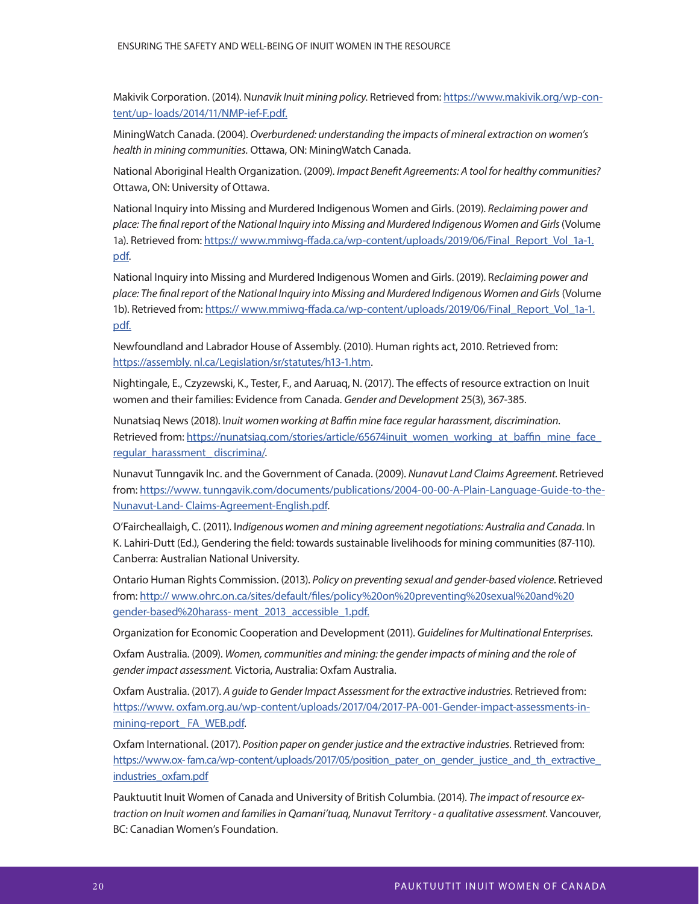Makivik Corporation. (2014). N*unavik Inuit mining policy.* Retrieved from: https://www.makivik.org/wp-content/up- loads/2014/11/NMP-ief-F.pdf.

MiningWatch Canada. (2004). *Overburdened: understanding the impacts of mineral extraction on women's health in mining communities.* Ottawa, ON: MiningWatch Canada.

National Aboriginal Health Organization. (2009). *Impact Benefit Agreements: A tool for healthy communities?* Ottawa, ON: University of Ottawa.

National Inquiry into Missing and Murdered Indigenous Women and Girls. (2019). *Reclaiming power and place: The final report of the National Inquiry into Missing and Murdered Indigenous Women and Girls* (Volume 1a). Retrieved from: https:// www.mmiwg-ffada.ca/wp-content/uploads/2019/06/Final_Report_Vol_1a-1.pdf.

National Inquiry into Missing and Murdered Indigenous Women and Girls. (2019). R*eclaiming power and place: The final report of the National Inquiry into Missing and Murdered Indigenous Women and Girls* (Volume 1b). Retrieved from: https:// www.mmiwg-ffada.ca/wp-content/uploads/2019/06/Final_Report_Vol_1a-1.pdf.

Newfoundland and Labrador House of Assembly. (2010). Human rights act, 2010. Retrieved from: https://assembly. nl.ca/Legislation/sr/statutes/h13-1.htm.

Nightingale, E., Czyzewski, K., Tester, F., and Aaruaq, N. (2017). The effects of resource extraction on Inuit women and their families: Evidence from Canada. *Gender and Development* 25(3), 367-385.

Nunatsiaq News (2018). I*nuit women working at Baffin mine face regular harassment, discrimination.* Retrieved from: https://nunatsiaq.com/stories/article/65674inuit_women_working_at_baffin_mine_face_regular_harassment_discrimina/.

Nunavut Tunngavik Inc. and the Government of Canada. (2009). *Nunavut Land Claims Agreement.* Retrieved from: https://www. tunngavik.com/documents/publications/2004-00-00-A-Plain-Language-Guide-to-the-Nunavut-Land- Claims-Agreement-English.pdf.

O'Faircheallaigh, C. (2011). I*ndigenous women and mining agreement negotiations: Australia and Canada.* In K. Lahiri-Dutt (Ed.), Gendering the field: towards sustainable livelihoods for mining communities (87-110). Canberra: Australian National University.

Ontario Human Rights Commission. (2013). *Policy on preventing sexual and gender-based violence.* Retrieved from: http:// www.ohrc.on.ca/sites/default/files/policy%20on%20preventing%20sexual%20and%20gender-based%20harass- ment_2013_accessible_1.pdf.

Organization for Economic Cooperation and Development (2011). *Guidelines for Multinational Enterprises.*

Oxfam Australia. (2009). *Women, communities and mining: the gender impacts of mining and the role of gender impact assessment.* Victoria, Australia: Oxfam Australia.

Oxfam Australia. (2017). *A guide to Gender Impact Assessment for the extractive industries.* Retrieved from: https://www. oxfam.org.au/wp-content/uploads/2017/04/2017-PA-001-Gender-impact-assessments-in-mining-report_FA_WEB.pdf.

Oxfam International. (2017). *Position paper on gender justice and the extractive industries.* Retrieved from: https://www.ox- fam.ca/wp-content/uploads/2017/05/position_pater_on_gender_justice_and_th_extractive_industries_oxfam.pdf

Pauktuutit Inuit Women of Canada and University of British Columbia. (2014). *The impact of resource extraction on Inuit women and families in Qamani'tuaq, Nunavut Territory - a qualitative assessment.* Vancouver, BC: Canadian Women's Foundation.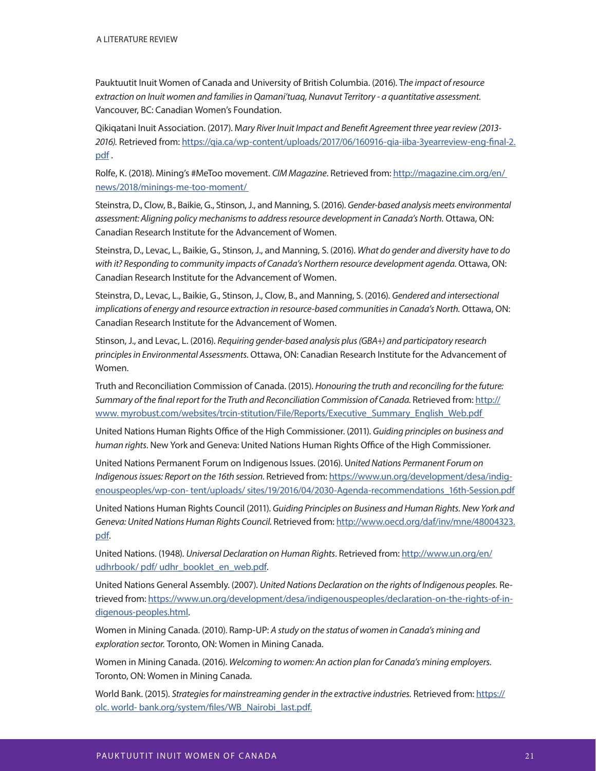Pauktuutit Inuit Women of Canada and University of British Columbia. (2016). T*he impact of resource extraction on Inuit women and families in Qamani'tuaq, Nunavut Territory - a quantitative assessment.* Vancouver, BC: Canadian Women's Foundation.

Qikiqtani Inuit Association. (2017). M*ary River Inuit Impact and Benefit Agreement three year review (2013-2016).* Retrieved from: https://qia.ca/wp-content/uploads/2017/06/160916-qia-iiba-3yearreview-eng-final-2.pdf .

Rolfe, K. (2018). Mining's #MeToo movement. *CIM Magazine*. Retrieved from: http://magazine.cim.org/en/news/2018/minings-me-too-moment/

Steinstra, D., Clow, B., Baikie, G., Stinson, J., and Manning, S. (2016). *Gender-based analysis meets environmental assessment: Aligning policy mechanisms to address resource development in Canada's North.* Ottawa, ON: Canadian Research Institute for the Advancement of Women.

Steinstra, D., Levac, L., Baikie, G., Stinson, J., and Manning, S. (2016). *What do gender and diversity have to do with it? Responding to community impacts of Canada's Northern resource development agenda.* Ottawa, ON: Canadian Research Institute for the Advancement of Women.

Steinstra, D., Levac, L., Baikie, G., Stinson, J., Clow, B., and Manning, S. (2016). *Gendered and intersectional implications of energy and resource extraction in resource-based communities in Canada's North.* Ottawa, ON: Canadian Research Institute for the Advancement of Women.

Stinson, J., and Levac, L. (2016). *Requiring gender-based analysis plus (GBA+) and participatory research principles in Environmental Assessments.* Ottawa, ON: Canadian Research Institute for the Advancement of Women.

Truth and Reconciliation Commission of Canada. (2015). *Honouring the truth and reconciling for the future: Summary of the final report for the Truth and Reconciliation Commission of Canada.* Retrieved from: http://www. myrobust.com/websites/trcin-stitution/File/Reports/Executive_Summary_English_Web.pdf

United Nations Human Rights Office of the High Commissioner. (2011). *Guiding principles on business and human rights*. New York and Geneva: United Nations Human Rights Office of the High Commissioner.

United Nations Permanent Forum on Indigenous Issues. (2016). U*nited Nations Permanent Forum on Indigenous issues: Report on the 16th session.* Retrieved from: https://www.un.org/development/desa/indigenouspeoples/wp-con- tent/uploads/ sites/19/2016/04/2030-Agenda-recommendations_16th-Session.pdf

United Nations Human Rights Council (2011). *Guiding Principles on Business and Human Rights. New York and Geneva: United Nations Human Rights Council.* Retrieved from: http://www.oecd.org/daf/inv/mne/48004323.pdf.

United Nations. (1948). *Universal Declaration on Human Rights*. Retrieved from: http://www.un.org/en/udhrbook/ pdf/ udhr_booklet_en_web.pdf.

United Nations General Assembly. (2007). *United Nations Declaration on the rights of Indigenous peoples.* Retrieved from: https://www.un.org/development/desa/indigenouspeoples/declaration-on-the-rights-of-indigenous-peoples.html.

Women in Mining Canada. (2010). Ramp-UP: *A study on the status of women in Canada's mining and exploration sector.* Toronto, ON: Women in Mining Canada.

Women in Mining Canada. (2016). *Welcoming to women: An action plan for Canada's mining employers.* Toronto, ON: Women in Mining Canada.

World Bank. (2015). *Strategies for mainstreaming gender in the extractive industries.* Retrieved from: https://olc. world- bank.org/system/files/WB_Nairobi_last.pdf.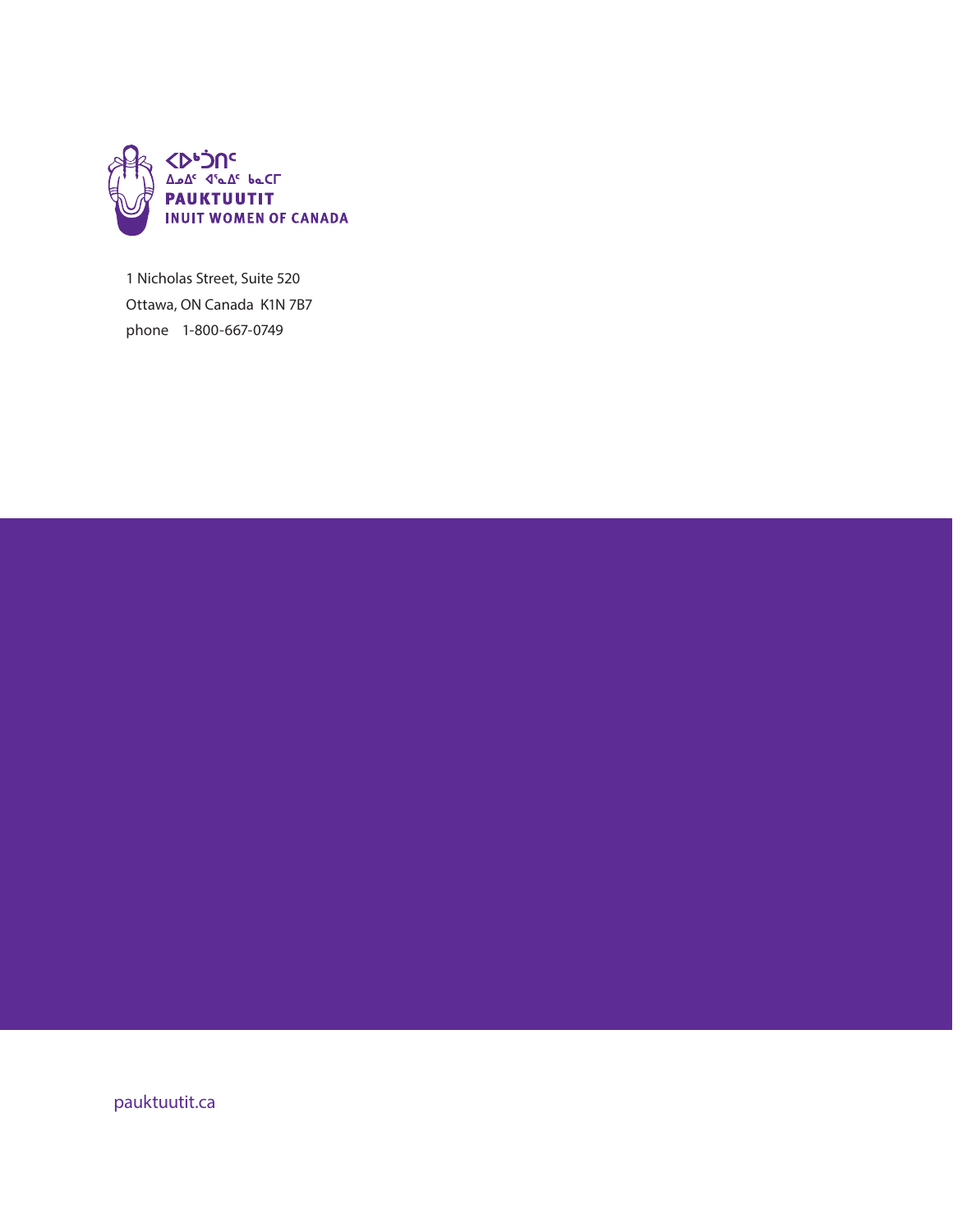ᐱᐅᒃᑐᑦ
ᐃᓄᐃᑦ ᐊᕐᓇᐃᑦ ᑲᓇᑕᒥ
**PAUKTUUTIT**
**INUIT WOMEN OF CANADA**

1 Nicholas Street, Suite 520
Ottawa, ON Canada K1N 7B7
phone 1-800-667-0749

pauktuutit.ca